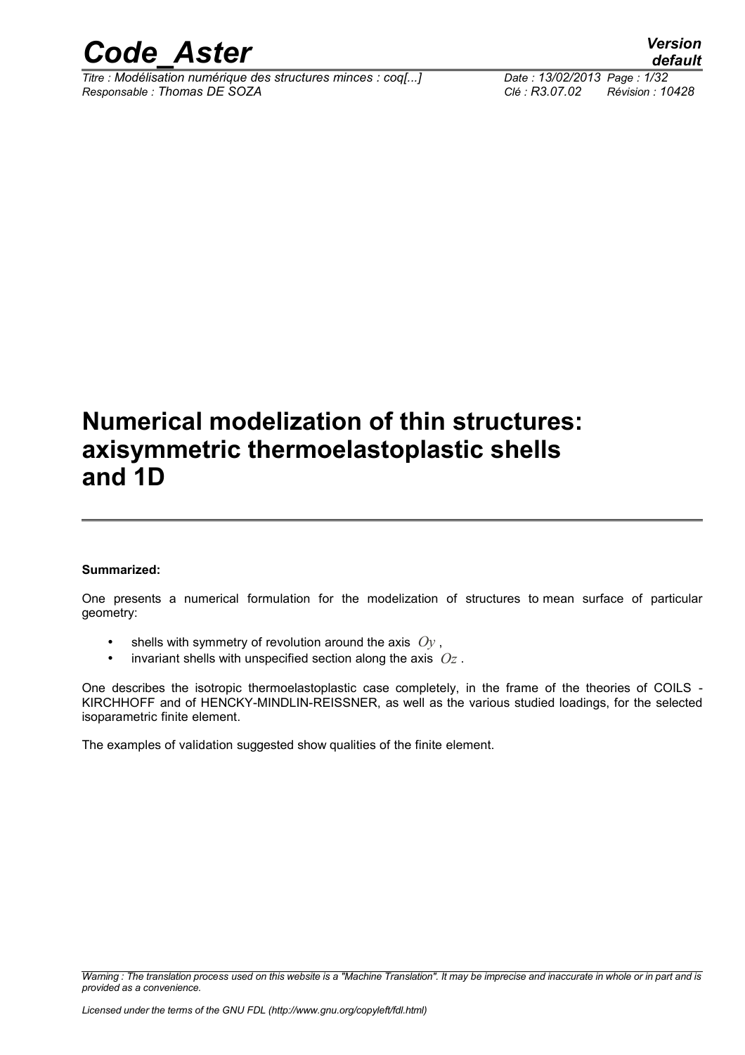# Numerical modelization of thin structures: axisymmetric thermoelastoplastic shells and 1D

**Summarized:**

One presents a numerical formulation for the modelization of structures to mean surface of particular geometry:

- shells with symmetry of revolution around the axis $Oy$ ,
- invariant shells with unspecified section along the axis $Oz$ .

One describes the isotropic thermoelastoplastic case completely, in the frame of the theories of COILS - KIRCHHOFF and of HENCKY-MINDLIN-REISSNER, as well as the various studied loadings, for the selected isoparametric finite element.

The examples of validation suggested show qualities of the finite element.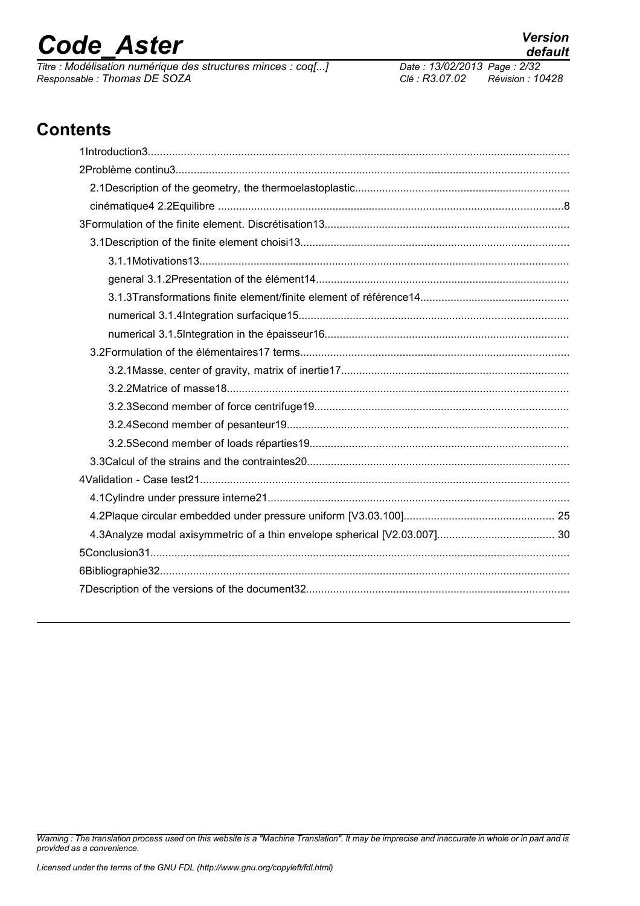## Contents

1Introduction3

2Problème continu3

2.1Description of the geometry, the thermoelastoplastic

cinématique4 2.2Equilibre ....8

3Formulation of the finite element. Discrétisation13

3.1Description of the finite element choisi13

3.1.1Motivations13

general 3.1.2Presentation of the élément14

3.1.3Transformations finite element/finite element of référence14

numerical 3.1.4Integration surfacique15

numerical 3.1.5Integration in the épaisseur16

3.2Formulation of the élémentaires17 terms

3.2.1Masse, center of gravity, matrix of inertie17

3.2.2Matrice of masse18

3.2.3Second member of force centrifuge19

3.2.4Second member of pesanteur19

3.2.5Second member of loads réparties19

3.3Calcul of the strains and the contraintes20

4Validation - Case test21

4.1Cylindre under pressure interne21

4.2Plaque circular embedded under pressure uniform [V3.03.100].... 25

4.3Analyze modal axisymmetric of a thin envelope spherical [V2.03.007].... 30

5Conclusion31

6Bibliographie32

7Description of the versions of the document32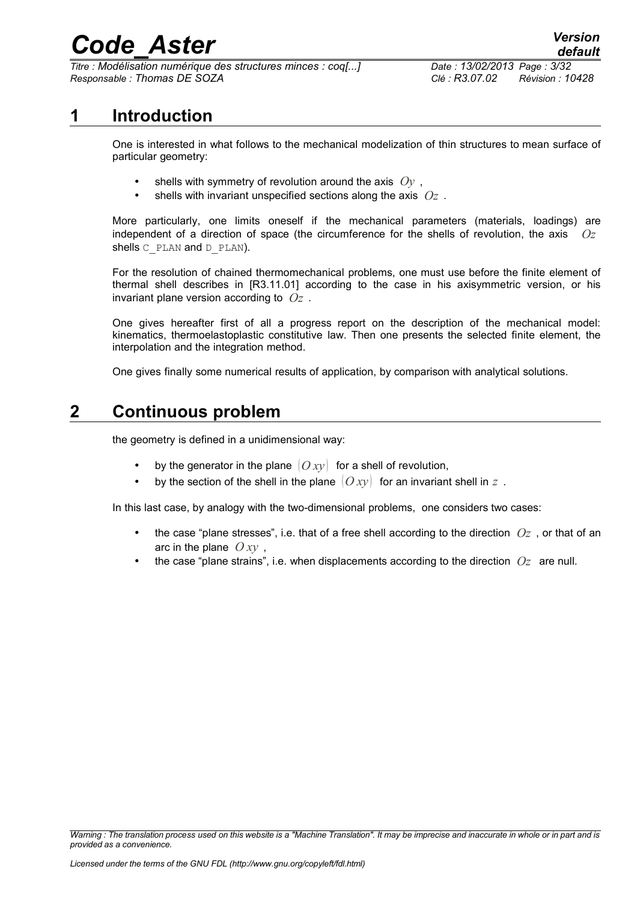# 1 Introduction

One is interested in what follows to the mechanical modelization of thin structures to mean surface of particular geometry:

- shells with symmetry of revolution around the axis $Oy$ ,
- shells with invariant unspecified sections along the axis $Oz$ .

More particularly, one limits oneself if the mechanical parameters (materials, loadings) are independent of a direction of space (the circumference for the shells of revolution, the axis $Oz$ shells C_PLAN and D_PLAN).

For the resolution of chained thermomechanical problems, one must use before the finite element of thermal shell describes in [R3.11.01] according to the case in his axisymmetric version, or his invariant plane version according to $Oz$ .

One gives hereafter first of all a progress report on the description of the mechanical model: kinematics, thermoelastoplastic constitutive law. Then one presents the selected finite element, the interpolation and the integration method.

One gives finally some numerical results of application, by comparison with analytical solutions.

# 2 Continuous problem

the geometry is defined in a unidimensional way:

- by the generator in the plane $(Oxy)$ for a shell of revolution,
- by the section of the shell in the plane $(Oxy)$ for an invariant shell in $z$ .

In this last case, by analogy with the two-dimensional problems, one considers two cases:

- the case "plane stresses", i.e. that of a free shell according to the direction $Oz$ , or that of an arc in the plane $Oxy$ ,
- the case "plane strains", i.e. when displacements according to the direction $Oz$ are null.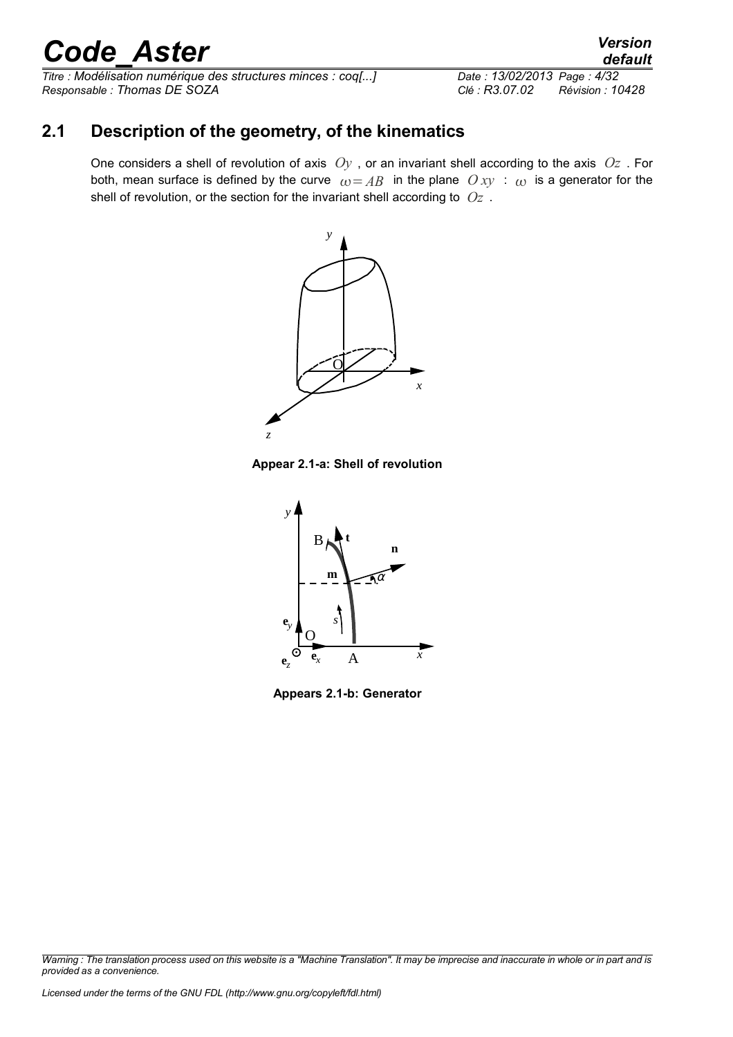## 2.1 Description of the geometry, of the kinematics

One considers a shell of revolution of axis $Oy$ , or an invariant shell according to the axis $Oz$ . For both, mean surface is defined by the curve $\omega = AB$ in the plane $Oxy$ : $\omega$ is a generator for the shell of revolution, or the section for the invariant shell according to $Oz$ .

**Appear 2.1-a: Shell of revolution**

**Appears 2.1-b: Generator**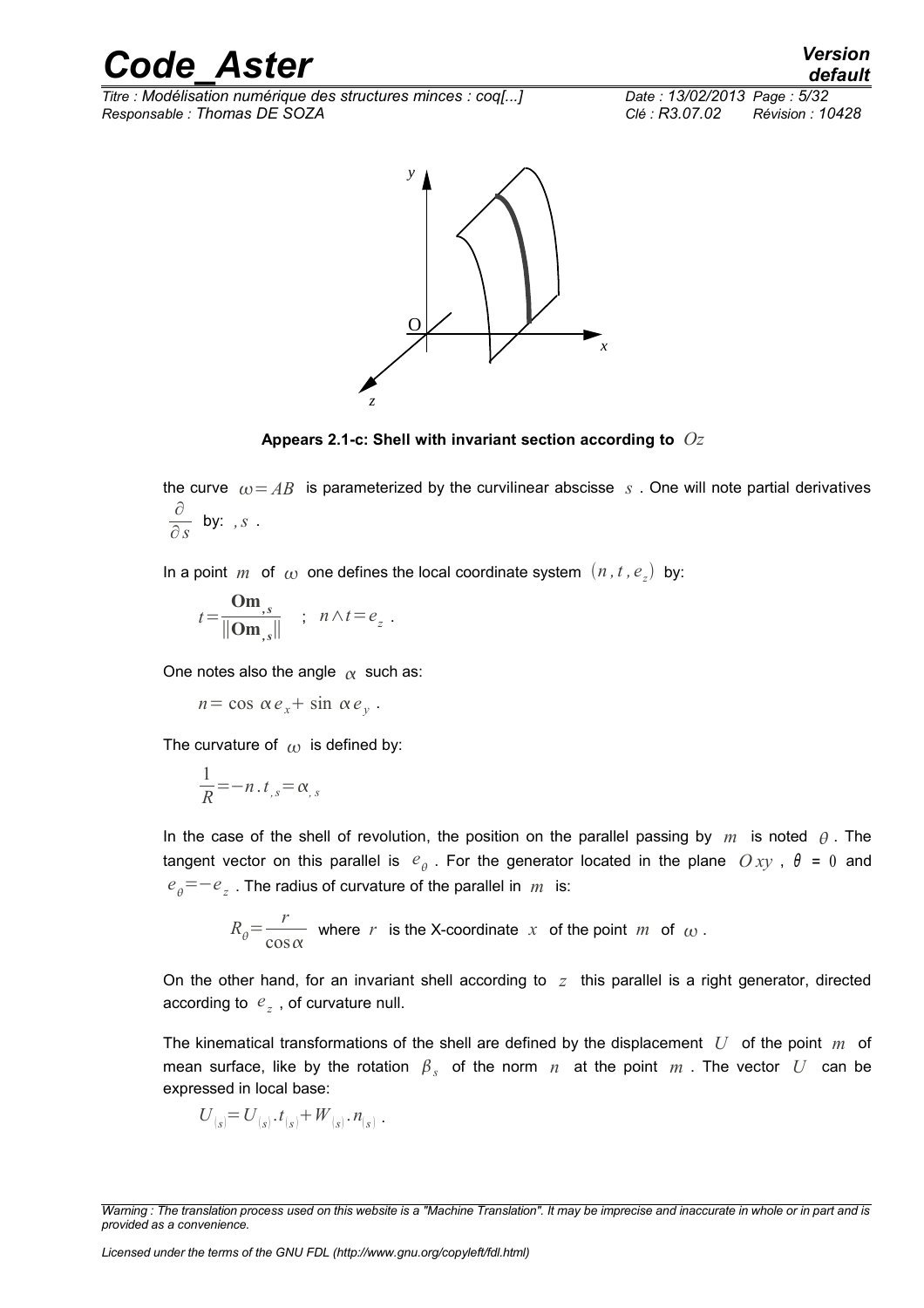**Appears 2.1-c: Shell with invariant section according to $Oz$**

the curve $\omega = AB$ is parameterized by the curvilinear abscisse $s$. One will note partial derivatives $\frac{\partial}{\partial s}$ by: $,s$.

In a point $m$ of $\omega$ one defines the local coordinate system $(n, t, e_z)$ by:

$$t = \frac{\mathbf{Om}_{,s}}{\|\mathbf{Om}_{,s}\|} \quad ; \quad n \wedge t = e_z \ .$$

One notes also the angle $\alpha$ such as:

$$n = \cos \alpha e_x + \sin \alpha e_y \ .$$

The curvature of $\omega$ is defined by:

$$\frac{1}{R} = -n . t_{,s} = \alpha_{,s}$$

In the case of the shell of revolution, the position on the parallel passing by $m$ is noted $\theta$. The tangent vector on this parallel is $e_\theta$. For the generator located in the plane $Oxy$, $\theta = 0$ and $e_\theta = -e_z$. The radius of curvature of the parallel in $m$ is:

$$R_\theta = \frac{r}{\cos \alpha} \quad \text{where } r \text{ is the X-coordinate } x \text{ of the point } m \text{ of } \omega .$$

On the other hand, for an invariant shell according to $z$ this parallel is a right generator, directed according to $e_z$, of curvature null.

The kinematical transformations of the shell are defined by the displacement $U$ of the point $m$ of mean surface, like by the rotation $\beta_s$ of the norm $n$ at the point $m$. The vector $U$ can be expressed in local base:

$$U_{(s)} = U_{(s)} . t_{(s)} + W_{(s)} . n_{(s)} \ .$$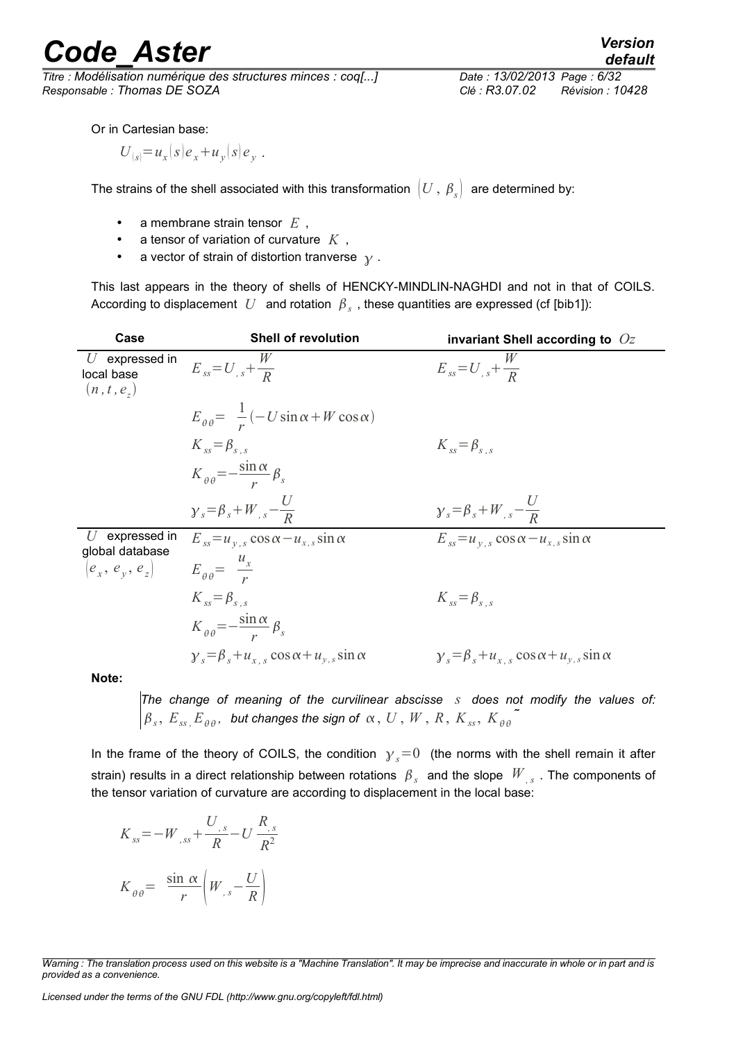Or in Cartesian base:

$U_{(s)}=u_x(s)e_x+u_y(s)e_y$ .

The strains of the shell associated with this transformation $(U, \beta_s)$ are determined by:

- a membrane strain tensor $E$ ,
- a tensor of variation of curvature $K$ ,
- a vector of strain of distortion tranverse $\gamma$ .

This last appears in the theory of shells of HENCKY-MINDLIN-NAGHDI and not in that of COILS. According to displacement $U$ and rotation $\beta_s$ , these quantities are expressed (cf [bib1]):

| Case | Shell of revolution | invariant Shell according to $Oz$ |
|---|---|---|
| $U$ expressed in local base $(n, t, e_z)$ | $E_{ss}=U_{,s}+\dfrac{W}{R}$ | $E_{ss}=U_{,s}+\dfrac{W}{R}$ |
| | $E_{\theta\theta}=\dfrac{1}{r}(-U\sin\alpha+W\cos\alpha)$ | |
| | $K_{ss}=\beta_{s,s}$ | $K_{ss}=\beta_{s,s}$ |
| | $K_{\theta\theta}=-\dfrac{\sin\alpha}{r}\beta_s$ | |
| | $\gamma_s=\beta_s+W_{,s}-\dfrac{U}{R}$ | $\gamma_s=\beta_s+W_{,s}-\dfrac{U}{R}$ |
| $U$ expressed in global database $(e_x, e_y, e_z)$ | $E_{ss}=u_{y,s}\cos\alpha-u_{x,s}\sin\alpha$ | $E_{ss}=u_{y,s}\cos\alpha-u_{x,s}\sin\alpha$ |
| | $E_{\theta\theta}=\dfrac{u_x}{r}$ | |
| | $K_{ss}=\beta_{s,s}$ | $K_{ss}=\beta_{s,s}$ |
| | $K_{\theta\theta}=-\dfrac{\sin\alpha}{r}\beta_s$ | |
| | $\gamma_s=\beta_s+u_{x,s}\cos\alpha+u_{y,s}\sin\alpha$ | $\gamma_s=\beta_s+u_{x,s}\cos\alpha+u_{y,s}\sin\alpha$ |

**Note:**

*The change of meaning of the curvilinear abscisse $s$ does not modify the values of: $\beta_s$, $E_{ss}$, $E_{\theta\theta}$, but changes the sign of $\alpha$, $U$, $W$, $R$, $K_{ss}$, $K_{\theta\theta}$*

In the frame of the theory of COILS, the condition $\gamma_s=0$ (the norms with the shell remain it after strain) results in a direct relationship between rotations $\beta_s$ and the slope $W_{,s}$ . The components of the tensor variation of curvature are according to displacement in the local base:

$$K_{ss}=-W_{,ss}+\frac{U_{,s}}{R}-U\frac{R_{,s}}{R^2}$$

$$K_{\theta\theta}=\frac{\sin\,\alpha}{r}\left(W_{,s}-\frac{U}{R}\right)$$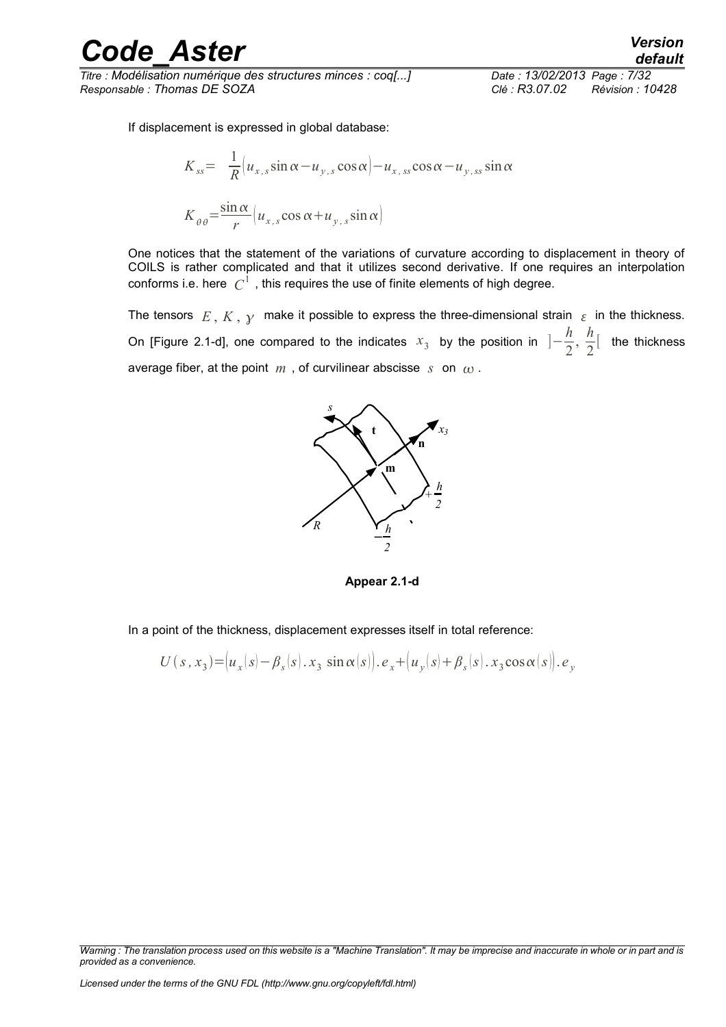If displacement is expressed in global database:

$$K_{ss}= \frac{1}{R}\left(u_{x,s}\sin\alpha - u_{y,s}\cos\alpha\right) - u_{x,ss}\cos\alpha - u_{y,ss}\sin\alpha$$

$$K_{\theta\theta}=\frac{\sin\alpha}{r}\left(u_{x,s}\cos\alpha + u_{y,s}\sin\alpha\right)$$

One notices that the statement of the variations of curvature according to displacement in theory of COILS is rather complicated and that it utilizes second derivative. If one requires an interpolation conforms i.e. here $C^1$, this requires the use of finite elements of high degree.

The tensors $E$, $K$, $\gamma$ make it possible to express the three-dimensional strain $\varepsilon$ in the thickness. On [Figure 2.1-d], one compared to the indicates $x_3$ by the position in $\left]-\frac{h}{2}, \frac{h}{2}\right[$ the thickness average fiber, at the point $m$, of curvilinear abscisse $s$ on $\omega$.

**Appear 2.1-d**

In a point of the thickness, displacement expresses itself in total reference:

$$U(s, x_3)=\left(u_x(s) - \beta_s(s) . x_3 \sin\alpha(s)\right) . e_x + \left(u_y(s) + \beta_s(s) . x_3 \cos\alpha(s)\right) . e_y$$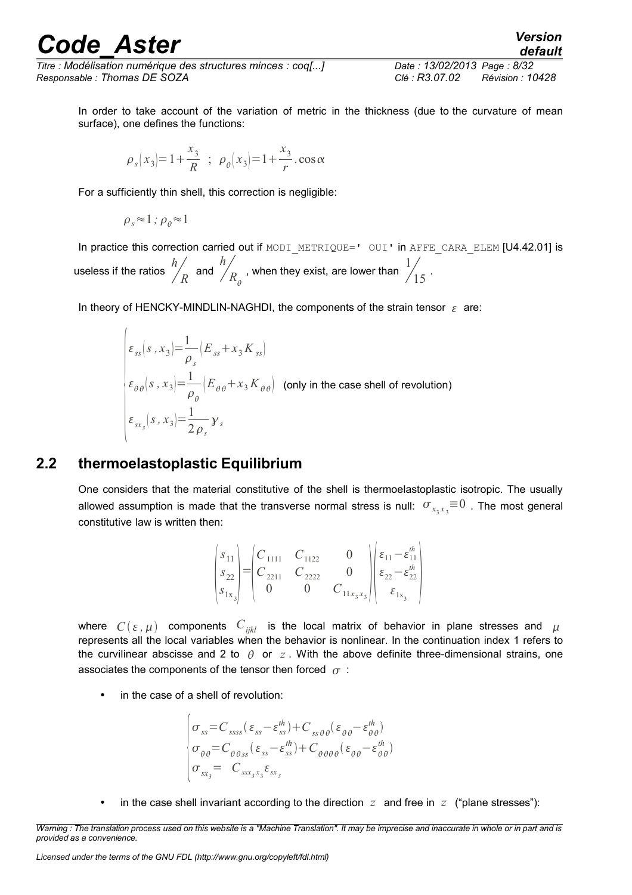In order to take account of the variation of metric in the thickness (due to the curvature of mean surface), one defines the functions:

$$\rho_s(x_3)=1+\frac{x_3}{R} \;\; ; \;\; \rho_\theta(x_3)=1+\frac{x_3}{r}.\cos\alpha$$

For a sufficiently thin shell, this correction is negligible:

$$\rho_s \approx 1 \, ; \, \rho_\theta \approx 1$$

In practice this correction carried out if `MODI_METRIQUE=' OUI'` in `AFFE_CARA_ELEM` [U4.42.01] is useless if the ratios $h/R$ and $h/R_\theta$, when they exist, are lower than $1/15$.

In theory of HENCKY-MINDLIN-NAGHDI, the components of the strain tensor $\varepsilon$ are:

$$\begin{cases} \varepsilon_{ss}(s,x_3)=\dfrac{1}{\rho_s}\left(E_{ss}+x_3 K_{ss}\right) \\ \varepsilon_{\theta\theta}(s,x_3)=\dfrac{1}{\rho_\theta}\left(E_{\theta\theta}+x_3 K_{\theta\theta}\right) \quad \text{(only in the case shell of revolution)} \\ \varepsilon_{sx_3}(s,x_3)=\dfrac{1}{2\rho_s}\gamma_s \end{cases}$$

## 2.2 thermoelastoplastic Equilibrium

One considers that the material constitutive of the shell is thermoelastoplastic isotropic. The usually allowed assumption is made that the transverse normal stress is null: $\sigma_{x_3x_3}\equiv 0$. The most general constitutive law is written then:

$$\begin{pmatrix} s_{11} \\ s_{22} \\ s_{1x_3} \end{pmatrix} = \begin{pmatrix} C_{1111} & C_{1122} & 0 \\ C_{2211} & C_{2222} & 0 \\ 0 & 0 & C_{11x_3x_3} \end{pmatrix} \begin{pmatrix} \varepsilon_{11}-\varepsilon_{11}^{th} \\ \varepsilon_{22}-\varepsilon_{22}^{th} \\ \varepsilon_{1x_3} \end{pmatrix}$$

where $C(\varepsilon,\mu)$ components $C_{ijkl}$ is the local matrix of behavior in plane stresses and $\mu$ represents all the local variables when the behavior is nonlinear. In the continuation index 1 refers to the curvilinear abscisse and 2 to $\theta$ or $z$. With the above definite three-dimensional strains, one associates the components of the tensor then forced $\sigma$:

- in the case of a shell of revolution:

$$\begin{cases} \sigma_{ss}=C_{ssss}(\varepsilon_{ss}-\varepsilon_{ss}^{th})+C_{ss\theta\theta}(\varepsilon_{\theta\theta}-\varepsilon_{\theta\theta}^{th}) \\ \sigma_{\theta\theta}=C_{\theta\theta ss}(\varepsilon_{ss}-\varepsilon_{ss}^{th})+C_{\theta\theta\theta\theta}(\varepsilon_{\theta\theta}-\varepsilon_{\theta\theta}^{th}) \\ \sigma_{sx_3}= \; C_{ssx_3x_3}\varepsilon_{sx_3} \end{cases}$$

- in the case shell invariant according to the direction $z$ and free in $z$ ("plane stresses"):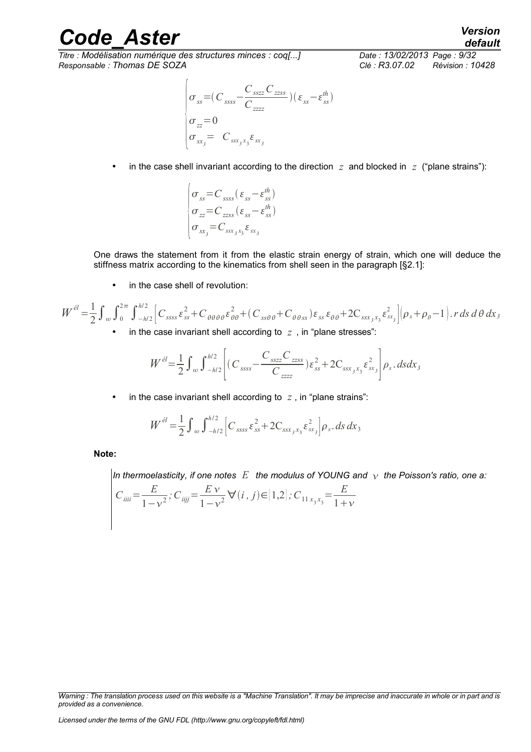$$
\begin{cases}
\sigma_{ss} = (C_{ssss} - \dfrac{C_{sszz} C_{zzss}}{C_{zzzz}})(\varepsilon_{ss} - \varepsilon_{ss}^{th}) \\
\sigma_{zz} = 0 \\
\sigma_{sx_3} = \quad C_{ssx_3 x_3} \varepsilon_{sx_3}
\end{cases}
$$

- in the case shell invariant according to the direction $z$ and blocked in $z$ ("plane strains"):

$$
\begin{cases}
\sigma_{ss} = C_{ssss} (\varepsilon_{ss} - \varepsilon_{ss}^{th}) \\
\sigma_{zz} = C_{zzss} (\varepsilon_{ss} - \varepsilon_{ss}^{th}) \\
\sigma_{sx_3} = C_{ssx_3 x_3} \varepsilon_{sx_3}
\end{cases}
$$

One draws the statement from it from the elastic strain energy of strain, which one will deduce the stiffness matrix according to the kinematics from shell seen in the paragraph [§2.1]:

- in the case shell of revolution:

$$
W^{él} = \frac{1}{2} \int_{\omega} \int_0^{2\pi} \int_{-h/2}^{h/2} \left[ C_{ssss} \varepsilon_{ss}^2 + C_{\theta\theta\theta\theta} \varepsilon_{\theta\theta}^2 + (C_{ss\theta\theta} + C_{\theta\theta ss}) \varepsilon_{ss} \varepsilon_{\theta\theta} + 2 C_{ssx_3 x_3} \varepsilon_{sx_3}^2 \right] \left( \rho_s + \rho_\theta - 1 \right) . r \, ds \, d\theta \, dx_3
$$

- in the case invariant shell according to $z$, in "plane stresses":

$$
W^{él} = \frac{1}{2} \int_{\omega} \int_{-h/2}^{h/2} \left[ (C_{ssss} - \frac{C_{sszz} C_{zzss}}{C_{zzzz}}) \varepsilon_{ss}^2 + 2 C_{ssx_3 x_3} \varepsilon_{sx_3}^2 \right] \rho_s . ds dx_3
$$

- in the case invariant shell according to $z$, in "plane strains":

$$
W^{él} = \frac{1}{2} \int_{\omega} \int_{-h/2}^{h/2} \left[ C_{ssss} \varepsilon_{ss}^2 + 2 C_{ssx_3 x_3} \varepsilon_{sx_3}^2 \right] \rho_s . ds \, dx_3
$$

**Note:**

*In thermoelasticity, if one notes $E$ the modulus of YOUNG and $\nu$ the Poisson's ratio, one a:*

$$
C_{iiii} = \frac{E}{1 - \nu^2} ; C_{iijj} = \frac{E \nu}{1 - \nu^2} \forall (i, j) \in [1,2] ; C_{11 x_3 x_3} = \frac{E}{1 + \nu}
$$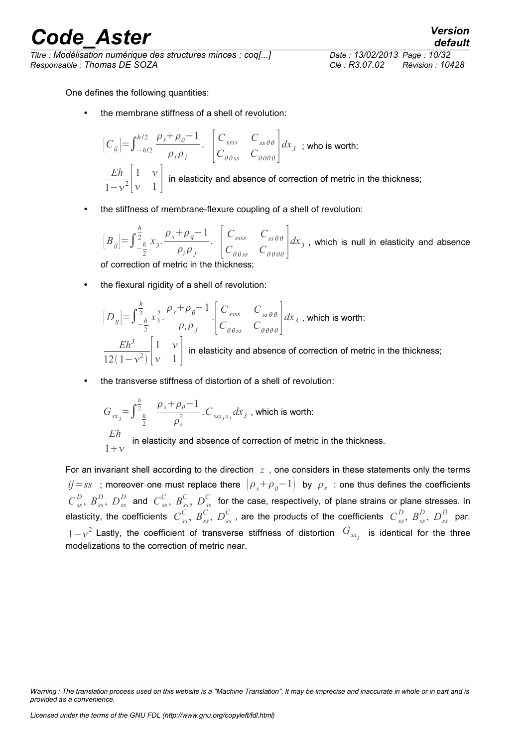One defines the following quantities:

- the membrane stiffness of a shell of revolution:

$$[C_{ij}]=\int_{-h/2}^{h/2}\frac{\rho_s+\rho_\theta-1}{\rho_i\rho_j}.\begin{bmatrix}C_{ssss} & C_{ss\theta\theta}\\ C_{\theta\theta ss} & C_{\theta\theta\theta\theta}\end{bmatrix}dx_3$$ ; who is worth:

$$\frac{Eh}{1-\nu^2}\begin{bmatrix}1 & \nu\\ \nu & 1\end{bmatrix}$$ in elasticity and absence of correction of metric in the thickness;

- the stiffness of membrane-flexure coupling of a shell of revolution:

$$[B_{ij}]=\int_{-\frac{h}{2}}^{\frac{h}{2}}x_3.\frac{\rho_s+\rho_q-1}{\rho_i\rho_j}.\begin{bmatrix}C_{ssss} & C_{ss\theta\theta}\\ C_{\theta\theta ss} & C_{\theta\theta\theta\theta}\end{bmatrix}dx_3$$ , which is null in elasticity and absence of correction of metric in the thickness;

- the flexural rigidity of a shell of revolution:

$$[D_{ij}]=\int_{-\frac{h}{2}}^{\frac{h}{2}}x_3^2.\frac{\rho_s+\rho_\theta-1}{\rho_i\rho_j}.\begin{bmatrix}C_{ssss} & C_{ss\theta\theta}\\ C_{\theta\theta ss} & C_{\theta\theta\theta\theta}\end{bmatrix}dx_3$$ , which is worth:

$$\frac{Eh^3}{12(1-\nu^2)}\begin{bmatrix}1 & \nu\\ \nu & 1\end{bmatrix}$$ in elasticity and absence of correction of metric in the thickness;

- the transverse stiffness of distortion of a shell of revolution:

$$G_{sx_3}=\int_{-\frac{h}{2}}^{\frac{h}{2}}\frac{\rho_s+\rho_\theta-1}{\rho_s^2}.C_{ssx_3x_3}dx_3$$ , which is worth:

$$\frac{Eh}{1+\nu}$$ in elasticity and absence of correction of metric in the thickness.

For an invariant shell according to the direction $z$ , one considers in these statements only the terms $ij=ss$ ; moreover one must replace there $(\rho_s+\rho_\theta-1)$ by $\rho_s$ : one thus defines the coefficients $C_{ss}^D,\ B_{ss}^D,\ D_{ss}^D$ and $C_{ss}^C,\ B_{ss}^C,\ D_{ss}^C$ for the case, respectively, of plane strains or plane stresses. In elasticity, the coefficients $C_{ss}^C,\ B_{ss}^C,\ D_{ss}^C$ , are the products of the coefficients $C_{ss}^D,\ B_{ss}^D,\ D_{ss}^D$ par. $1-\nu^2$ Lastly, the coefficient of transverse stiffness of distortion $G_{sx_3}$ is identical for the three modelizations to the correction of metric near.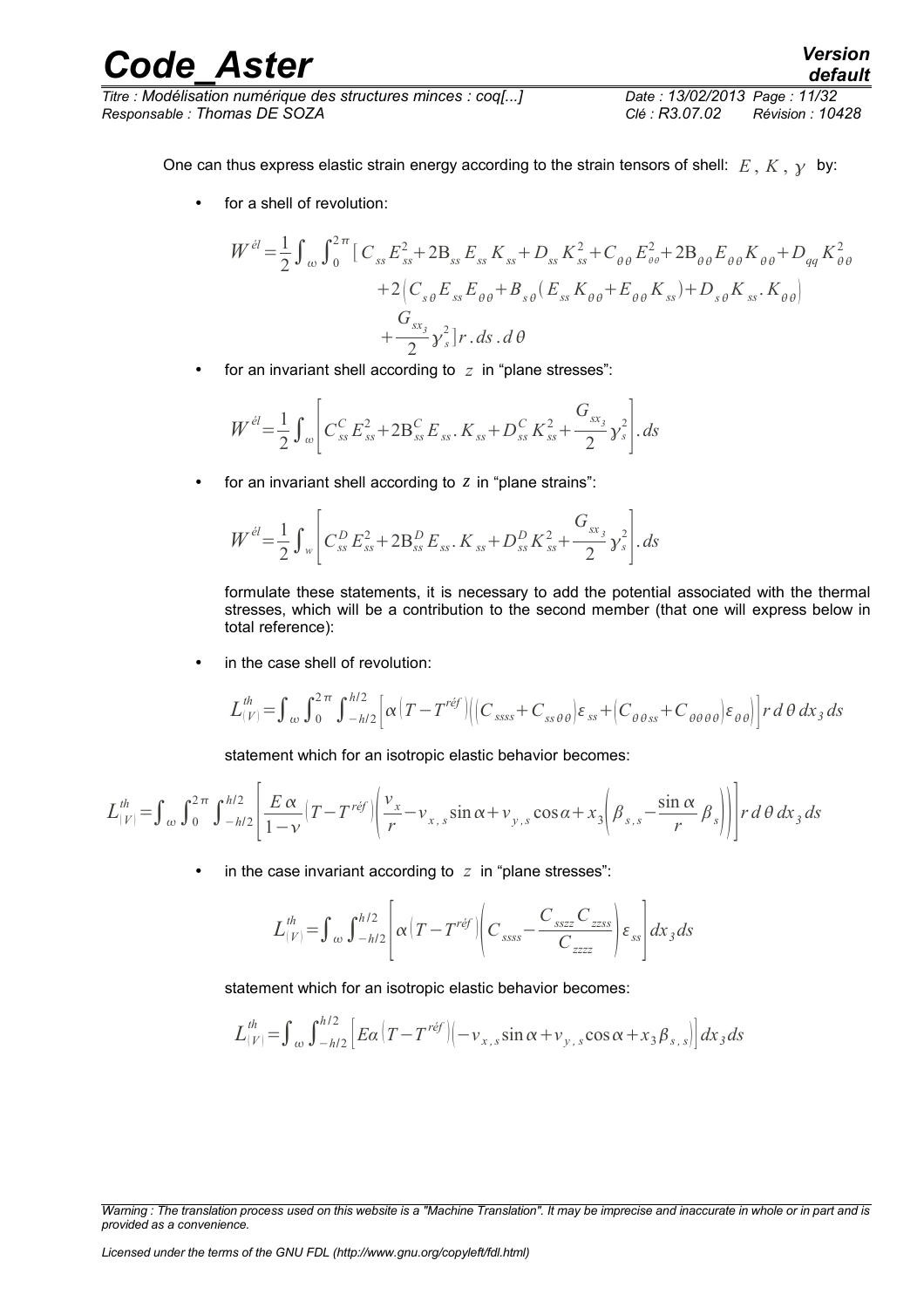One can thus express elastic strain energy according to the strain tensors of shell: $E$, $K$, $\gamma$ by:

- for a shell of revolution:

$$W^{él}=\frac{1}{2}\int_{\omega}\int_{0}^{2\pi}[C_{ss}E_{ss}^{2}+2B_{ss}E_{ss}K_{ss}+D_{ss}K_{ss}^{2}+C_{\theta\theta}E_{\theta\theta}^{2}+2B_{\theta\theta}E_{\theta\theta}K_{\theta\theta}+D_{qq}K_{\theta\theta}^{2}$$
$$+2\left(C_{s\theta}E_{ss}E_{\theta\theta}+B_{s\theta}(E_{ss}K_{\theta\theta}+E_{\theta\theta}K_{ss})+D_{s\theta}K_{ss}.K_{\theta\theta}\right)$$
$$+\frac{G_{sx_3}}{2}\gamma_{s}^{2}]r.ds.d\theta$$

- for an invariant shell according to $z$ in "plane stresses":

$$W^{él}=\frac{1}{2}\int_{\omega}\left[C_{ss}^{C}E_{ss}^{2}+2B_{ss}^{C}E_{ss}.K_{ss}+D_{ss}^{C}K_{ss}^{2}+\frac{G_{sx_3}}{2}\gamma_{s}^{2}\right].ds$$

- for an invariant shell according to $z$ in "plane strains":

$$W^{él}=\frac{1}{2}\int_{w}\left[C_{ss}^{D}E_{ss}^{2}+2B_{ss}^{D}E_{ss}.K_{ss}+D_{ss}^{D}K_{ss}^{2}+\frac{G_{sx_3}}{2}\gamma_{s}^{2}\right].ds$$

formulate these statements, it is necessary to add the potential associated with the thermal stresses, which will be a contribution to the second member (that one will express below in total reference):

- in the case shell of revolution:

$$L_{(V)}^{th}=\int_{\omega}\int_{0}^{2\pi}\int_{-h/2}^{h/2}\left[\alpha\left(T-T^{réf}\right)\left(\left(C_{ssss}+C_{ss\theta\theta}\right)\varepsilon_{ss}+\left(C_{\theta\theta ss}+C_{\theta\theta\theta\theta}\right)\varepsilon_{\theta\theta}\right)\right]r\,d\theta\,dx_{3}\,ds$$

statement which for an isotropic elastic behavior becomes:

$$L_{(V)}^{th}=\int_{\omega}\int_{0}^{2\pi}\int_{-h/2}^{h/2}\left[\frac{E\alpha}{1-\nu}\left(T-T^{réf}\right)\left(\frac{v_{x}}{r}-v_{x,s}\sin\alpha+v_{y,s}\cos\alpha+x_{3}\left(\beta_{s,s}-\frac{\sin\alpha}{r}\beta_{s}\right)\right)\right]r\,d\theta\,dx_{3}\,ds$$

- in the case invariant according to $z$ in "plane stresses":

$$L_{(V)}^{th}=\int_{\omega}\int_{-h/2}^{h/2}\left[\alpha\left(T-T^{réf}\right)\left(C_{ssss}-\frac{C_{sszz}C_{zzss}}{C_{zzzz}}\right)\varepsilon_{ss}\right]dx_{3}\,ds$$

statement which for an isotropic elastic behavior becomes:

$$L_{(V)}^{th}=\int_{\omega}\int_{-h/2}^{h/2}\left[E\alpha\left(T-T^{réf}\right)\left(-v_{x,s}\sin\alpha+v_{y,s}\cos\alpha+x_{3}\beta_{s,s}\right)\right]dx_{3}\,ds$$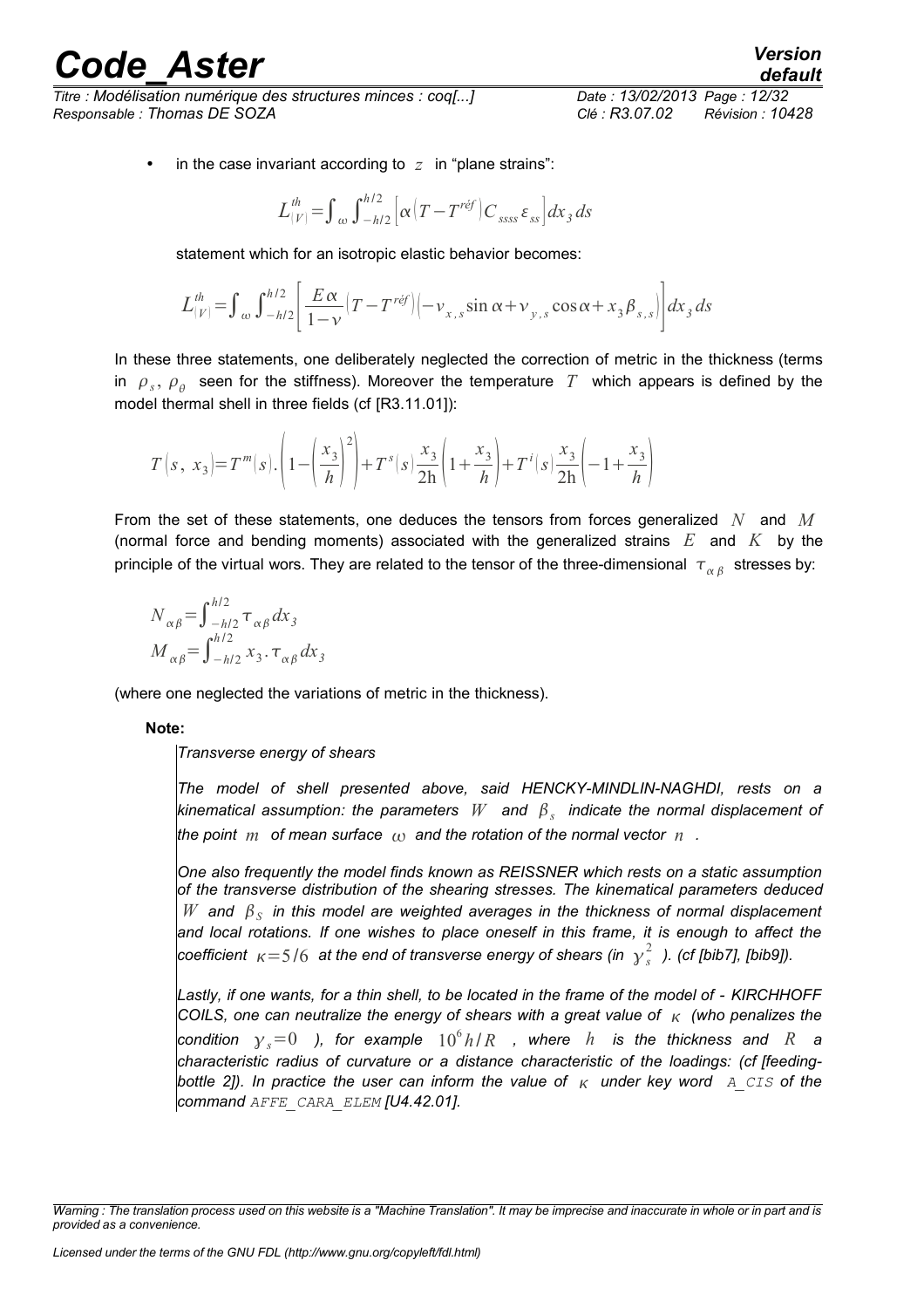- in the case invariant according to $z$ in "plane strains":

$$L_{(V)}^{th}=\int_{\omega}\int_{-h/2}^{h/2}\left[\alpha\left(T-T^{réf}\right)C_{ssss}\,\varepsilon_{ss}\right]dx_3\,ds$$

statement which for an isotropic elastic behavior becomes:

$$L_{(V)}^{th}=\int_{\omega}\int_{-h/2}^{h/2}\left[\frac{E\alpha}{1-\nu}\left(T-T^{réf}\right)\left(-v_{x,s}\sin\alpha+v_{y,s}\cos\alpha+x_3\beta_{s,s}\right)\right]dx_3\,ds$$

In these three statements, one deliberately neglected the correction of metric in the thickness (terms in $\rho_s$, $\rho_\theta$ seen for the stiffness). Moreover the temperature $T$ which appears is defined by the model thermal shell in three fields (cf [R3.11.01]):

$$T(s,\,x_3)=T^m(s).\left(1-\left(\frac{x_3}{h}\right)^2\right)+T^s(s)\frac{x_3}{2\mathrm{h}}\left(1+\frac{x_3}{h}\right)+T^i(s)\frac{x_3}{2\mathrm{h}}\left(-1+\frac{x_3}{h}\right)$$

From the set of these statements, one deduces the tensors from forces generalized $N$ and $M$ (normal force and bending moments) associated with the generalized strains $E$ and $K$ by the principle of the virtual wors. They are related to the tensor of the three-dimensional $\tau_{\alpha\beta}$ stresses by:

$$N_{\alpha\beta}=\int_{-h/2}^{h/2}\tau_{\alpha\beta}\,dx_3$$
$$M_{\alpha\beta}=\int_{-h/2}^{h/2}x_3.\tau_{\alpha\beta}\,dx_3$$

(where one neglected the variations of metric in the thickness).

**Note:**

*Transverse energy of shears*

*The model of shell presented above, said HENCKY-MINDLIN-NAGHDI, rests on a kinematical assumption: the parameters $W$ and $\beta_s$ indicate the normal displacement of the point $m$ of mean surface $\omega$ and the rotation of the normal vector $n$.*

*One also frequently the model finds known as REISSNER which rests on a static assumption of the transverse distribution of the shearing stresses. The kinematical parameters deduced $W$ and $\beta_S$ in this model are weighted averages in the thickness of normal displacement and local rotations. If one wishes to place oneself in this frame, it is enough to affect the coefficient $\kappa=5/6$ at the end of transverse energy of shears (in $\gamma_s^2$ ). (cf [bib7], [bib9]).*

*Lastly, if one wants, for a thin shell, to be located in the frame of the model of - KIRCHHOFF COILS, one can neutralize the energy of shears with a great value of $\kappa$ (who penalizes the condition $\gamma_s=0$ ), for example $10^6 h/R$ , where $h$ is the thickness and $R$ a characteristic radius of curvature or a distance characteristic of the loadings: (cf [feeding-bottle 2]). In practice the user can inform the value of $\kappa$ under key word `A_CIS` of the command `AFFE_CARA_ELEM` [U4.42.01].*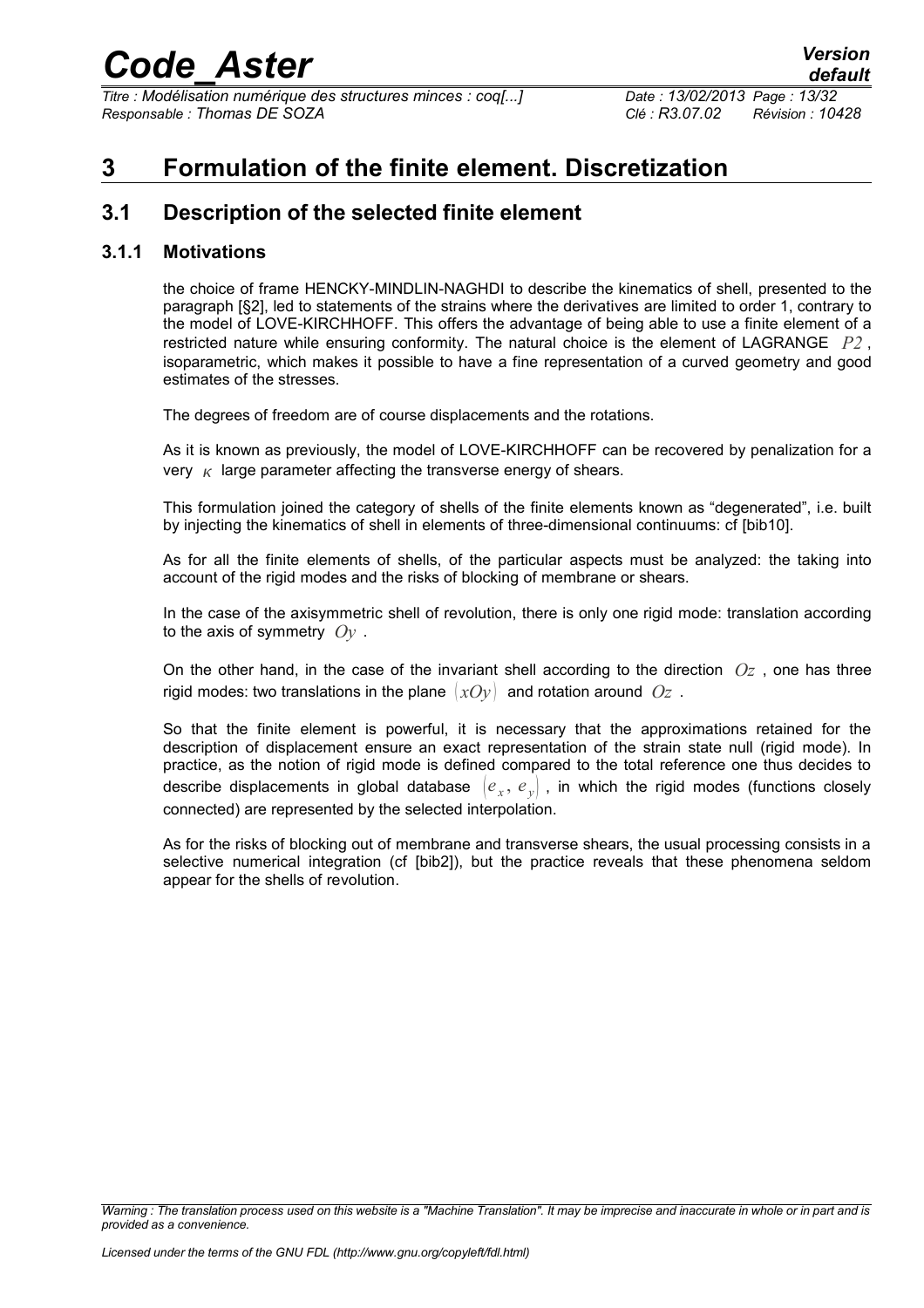# 3 Formulation of the finite element. Discretization

## 3.1 Description of the selected finite element

### 3.1.1 Motivations

the choice of frame HENCKY-MINDLIN-NAGHDI to describe the kinematics of shell, presented to the paragraph [§2], led to statements of the strains where the derivatives are limited to order 1, contrary to the model of LOVE-KIRCHHOFF. This offers the advantage of being able to use a finite element of a restricted nature while ensuring conformity. The natural choice is the element of LAGRANGE $P2$, isoparametric, which makes it possible to have a fine representation of a curved geometry and good estimates of the stresses.

The degrees of freedom are of course displacements and the rotations.

As it is known as previously, the model of LOVE-KIRCHHOFF can be recovered by penalization for a very $\kappa$ large parameter affecting the transverse energy of shears.

This formulation joined the category of shells of the finite elements known as "degenerated", i.e. built by injecting the kinematics of shell in elements of three-dimensional continuums: cf [bib10].

As for all the finite elements of shells, of the particular aspects must be analyzed: the taking into account of the rigid modes and the risks of blocking of membrane or shears.

In the case of the axisymmetric shell of revolution, there is only one rigid mode: translation according to the axis of symmetry $Oy$.

On the other hand, in the case of the invariant shell according to the direction $Oz$, one has three rigid modes: two translations in the plane $(xOy)$ and rotation around $Oz$.

So that the finite element is powerful, it is necessary that the approximations retained for the description of displacement ensure an exact representation of the strain state null (rigid mode). In practice, as the notion of rigid mode is defined compared to the total reference one thus decides to describe displacements in global database $(e_x, e_y)$, in which the rigid modes (functions closely connected) are represented by the selected interpolation.

As for the risks of blocking out of membrane and transverse shears, the usual processing consists in a selective numerical integration (cf [bib2]), but the practice reveals that these phenomena seldom appear for the shells of revolution.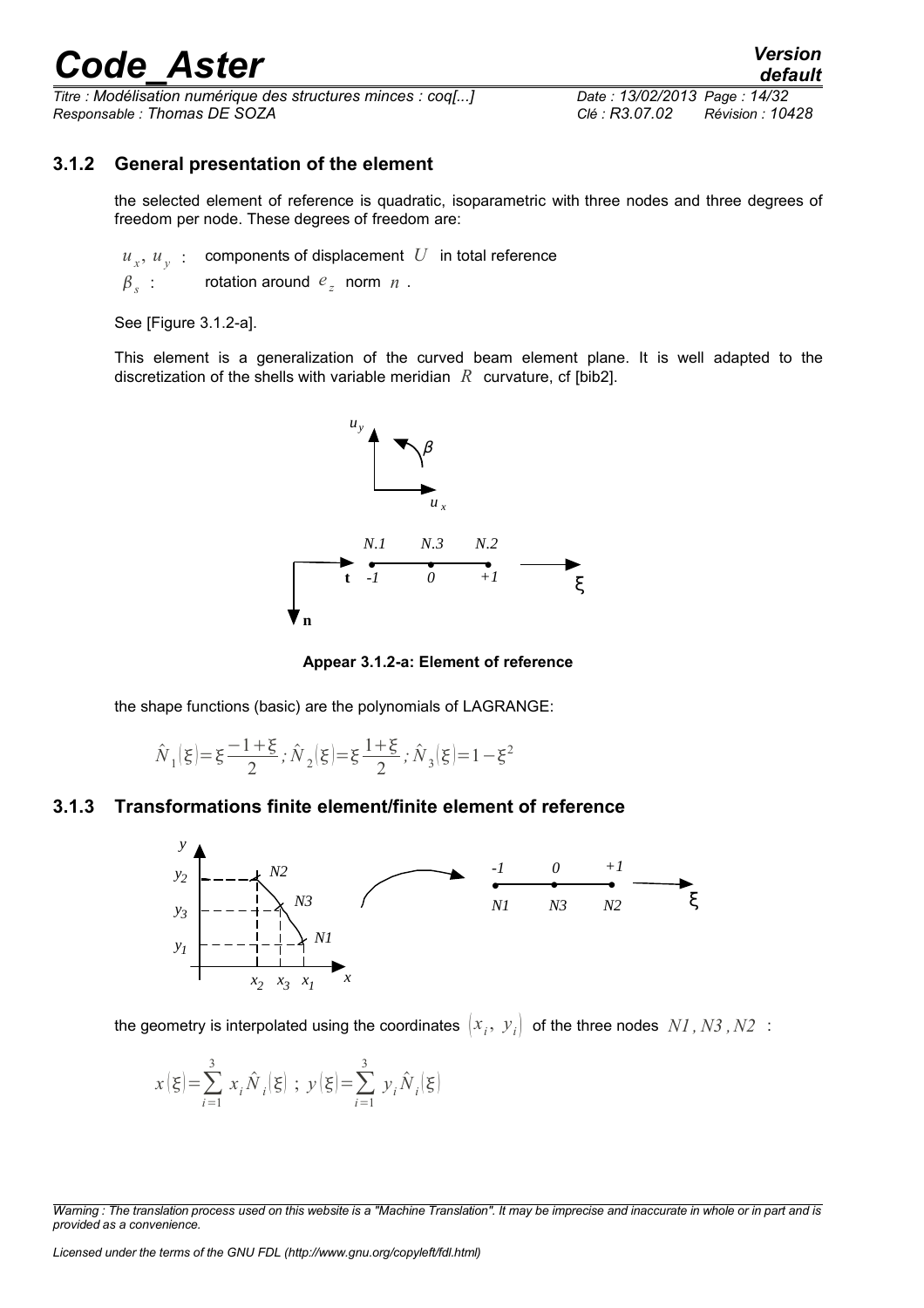### 3.1.2 General presentation of the element

the selected element of reference is quadratic, isoparametric with three nodes and three degrees of freedom per node. These degrees of freedom are:

$u_x, u_y$ : components of displacement $U$ in total reference

$\beta_s$ : rotation around $e_z$ norm $n$ .

See [Figure 3.1.2-a].

This element is a generalization of the curved beam element plane. It is well adapted to the discretization of the shells with variable meridian $R$ curvature, cf [bib2].

**Appear 3.1.2-a: Element of reference**

the shape functions (basic) are the polynomials of LAGRANGE:

$$\hat{N}_1(\xi)=\xi\frac{-1+\xi}{2};\hat{N}_2(\xi)=\xi\frac{1+\xi}{2};\hat{N}_3(\xi)=1-\xi^2$$

### 3.1.3 Transformations finite element/finite element of reference

the geometry is interpolated using the coordinates $(x_i, y_i)$ of the three nodes $N1, N3, N2$ :

$$x(\xi)=\sum_{i=1}^{3} x_i\hat{N}_i(\xi)\ ;\ y(\xi)=\sum_{i=1}^{3} y_i\hat{N}_i(\xi)$$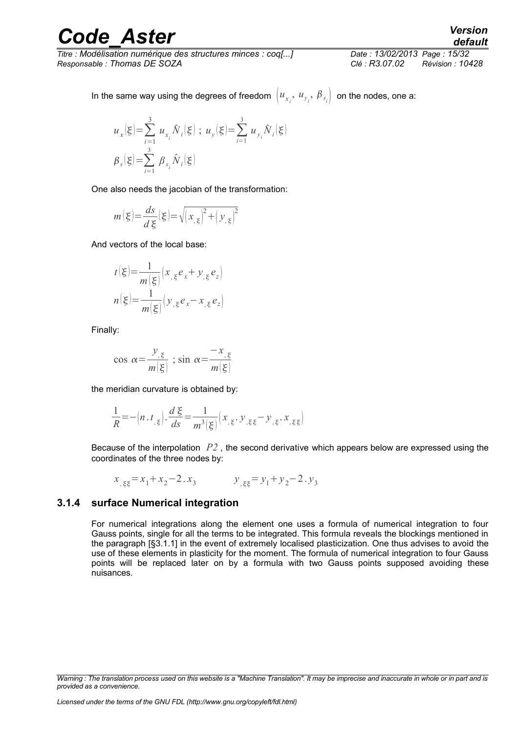In the same way using the degrees of freedom $\left(u_{x_i},\, u_{y_i},\, \beta_{s_i}\right)$ on the nodes, one a:

$$u_x(\xi)=\sum_{i=1}^{3} u_{x_i}\hat{N}_i(\xi)\ ;\ u_y(\xi)=\sum_{i=1}^{3} u_{y_i}\hat{N}_i(\xi)$$

$$\beta_s(\xi)=\sum_{i=1}^{3} \beta_{s_i}\hat{N}_i(\xi)$$

One also needs the jacobian of the transformation:

$$m(\xi)=\frac{ds}{d\xi}(\xi)=\sqrt{\left(x_{,\xi}\right)^2+\left(y_{,\xi}\right)^2}$$

And vectors of the local base:

$$t(\xi)=\frac{1}{m(\xi)}\left(x_{,\xi}e_x+y_{,\xi}e_z\right)$$

$$n(\xi)=\frac{1}{m(\xi)}\left(y_{,\xi}e_x-x_{,\xi}e_z\right)$$

Finally:

$$\cos\,\alpha=\frac{y_{,\xi}}{m(\xi)}\ ;\ \sin\,\alpha=\frac{-x_{,\xi}}{m(\xi)}$$

the meridian curvature is obtained by:

$$\frac{1}{R}=-\left(n.t_{,\xi}\right).\frac{d\xi}{ds}=\frac{1}{m^3(\xi)}\left(x_{,\xi}.y_{,\xi\xi}-y_{,\xi}.x_{,\xi\xi}\right)$$

Because of the interpolation $P2$, the second derivative which appears below are expressed using the coordinates of the three nodes by:

$$x_{,\xi\xi}=x_1+x_2-2.x_3 \qquad\qquad y_{,\xi\xi}=y_1+y_2-2.y_3$$

### 3.1.4 surface Numerical integration

For numerical integrations along the element one uses a formula of numerical integration to four Gauss points, single for all the terms to be integrated. This formula reveals the blockings mentioned in the paragraph [§3.1.1] in the event of extremely localised plasticization. One thus advises to avoid the use of these elements in plasticity for the moment. The formula of numerical integration to four Gauss points will be replaced later on by a formula with two Gauss points supposed avoiding these nuisances.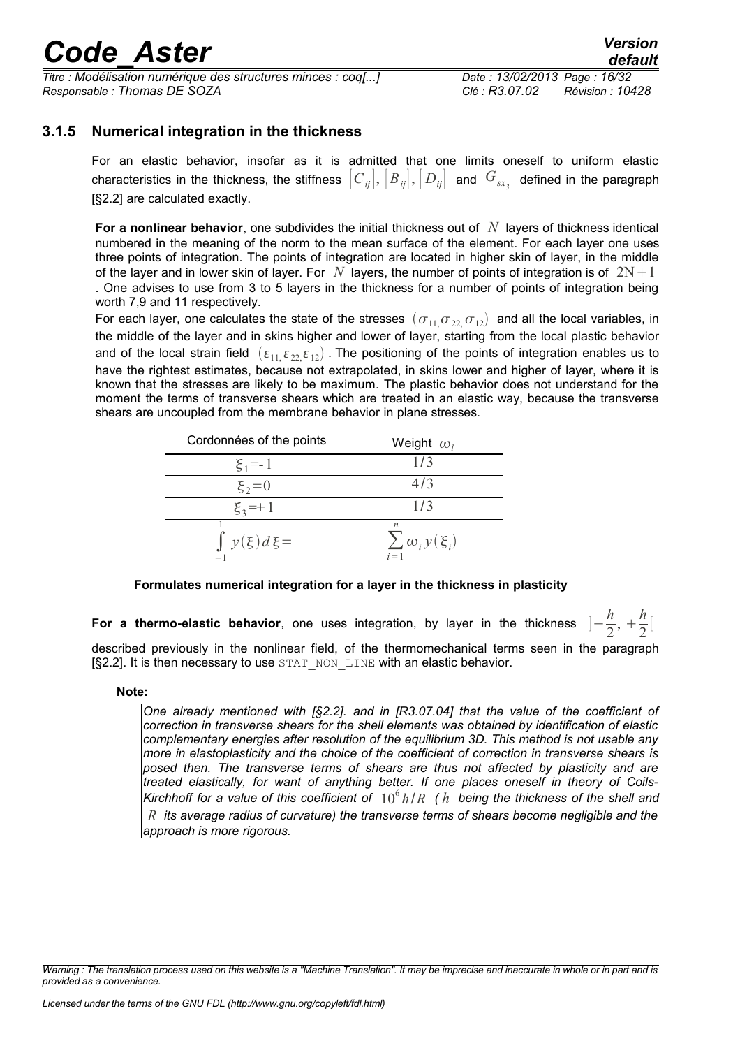### 3.1.5 Numerical integration in the thickness

For an elastic behavior, insofar as it is admitted that one limits oneself to uniform elastic characteristics in the thickness, the stiffness $[C_{ij}]$, $[B_{ij}]$, $[D_{ij}]$ and $G_{sx_3}$ defined in the paragraph [§2.2] are calculated exactly.

**For a nonlinear behavior**, one subdivides the initial thickness out of $N$ layers of thickness identical numbered in the meaning of the norm to the mean surface of the element. For each layer one uses three points of integration. The points of integration are located in higher skin of layer, in the middle of the layer and in lower skin of layer. For $N$ layers, the number of points of integration is of $2N+1$. One advises to use from 3 to 5 layers in the thickness for a number of points of integration being worth 7,9 and 11 respectively.

For each layer, one calculates the state of the stresses $(\sigma_{11,}\sigma_{22,}\sigma_{12})$ and all the local variables, in the middle of the layer and in skins higher and lower of layer, starting from the local plastic behavior and of the local strain field $(\varepsilon_{11,}\varepsilon_{22,}\varepsilon_{12})$. The positioning of the points of integration enables us to have the rightest estimates, because not extrapolated, in skins lower and higher of layer, where it is known that the stresses are likely to be maximum. The plastic behavior does not understand for the moment the terms of transverse shears which are treated in an elastic way, because the transverse shears are uncoupled from the membrane behavior in plane stresses.

| Cordonnées of the points | Weight $\omega_i$ |
|---|---|
| $\xi_1=-1$ | $1/3$ |
| $\xi_2=0$ | $4/3$ |
| $\xi_3=+1$ | $1/3$ |
| $\int_{-1}^{1} y(\xi)d\xi=$ | $\sum_{i=1}^{n} \omega_i y(\xi_i)$ |

**Formulates numerical integration for a layer in the thickness in plasticity**

**For a thermo-elastic behavior**, one uses integration, by layer in the thickness $]-\frac{h}{2},+\frac{h}{2}[$ described previously in the nonlinear field, of the thermomechanical terms seen in the paragraph [§2.2]. It is then necessary to use STAT_NON_LINE with an elastic behavior.

**Note:**

*One already mentioned with [§2.2]. and in [R3.07.04] that the value of the coefficient of correction in transverse shears for the shell elements was obtained by identification of elastic complementary energies after resolution of the equilibrium 3D. This method is not usable any more in elastoplasticity and the choice of the coefficient of correction in transverse shears is posed then. The transverse terms of shears are thus not affected by plasticity and are treated elastically, for want of anything better. If one places oneself in theory of Coils-Kirchhoff for a value of this coefficient of $10^6 h/R$ ($h$ being the thickness of the shell and $R$ its average radius of curvature) the transverse terms of shears become negligible and the approach is more rigorous.*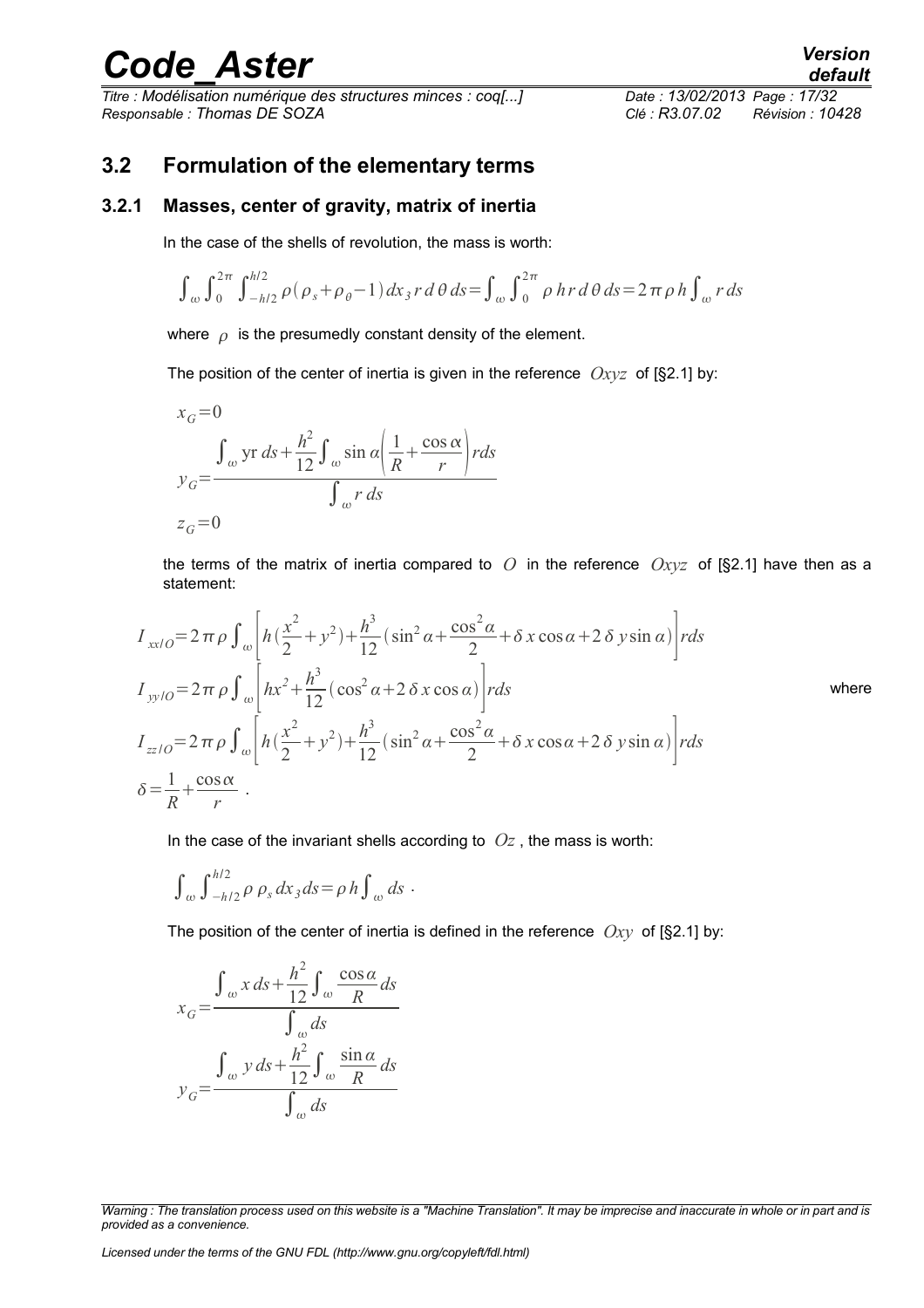## 3.2 Formulation of the elementary terms

### 3.2.1 Masses, center of gravity, matrix of inertia

In the case of the shells of revolution, the mass is worth:

$$\int_{\omega}\int_{0}^{2\pi}\int_{-h/2}^{h/2}\rho(\rho_s+\rho_\theta-1)\,dx_3\,r\,d\theta\,ds=\int_{\omega}\int_{0}^{2\pi}\rho\,h\,r\,d\theta\,ds=2\pi\rho h\int_{\omega}r\,ds$$

where $\rho$ is the presumedly constant density of the element.

The position of the center of inertia is given in the reference $Oxyz$ of [§2.1] by:

$$x_G=0$$

$$y_G=\frac{\int_{\omega}\text{yr}\,ds+\frac{h^2}{12}\int_{\omega}\sin\alpha\left(\frac{1}{R}+\frac{\cos\alpha}{r}\right)rds}{\int_{\omega}r\,ds}$$

$$z_G=0$$

the terms of the matrix of inertia compared to $O$ in the reference $Oxyz$ of [§2.1] have then as a statement:

$$I_{xx/O}=2\pi\rho\int_{\omega}\left[h\left(\frac{x^2}{2}+y^2\right)+\frac{h^3}{12}\left(\sin^2\alpha+\frac{\cos^2\alpha}{2}+\delta\,x\cos\alpha+2\,\delta\,y\sin\alpha\right)\right]rds$$

$$I_{yy/O}=2\pi\rho\int_{\omega}\left[hx^2+\frac{h^3}{12}\left(\cos^2\alpha+2\,\delta\,x\cos\alpha\right)\right]rds$$

where

$$I_{zz/O}=2\pi\rho\int_{\omega}\left[h\left(\frac{x^2}{2}+y^2\right)+\frac{h^3}{12}\left(\sin^2\alpha+\frac{\cos^2\alpha}{2}+\delta\,x\cos\alpha+2\,\delta\,y\sin\alpha\right)\right]rds$$

$$\delta=\frac{1}{R}+\frac{\cos\alpha}{r}\ .$$

In the case of the invariant shells according to $Oz$, the mass is worth:

$$\int_{\omega}\int_{-h/2}^{h/2}\rho\,\rho_s\,dx_3\,ds=\rho h\int_{\omega}ds\ .$$

The position of the center of inertia is defined in the reference $Oxy$ of [§2.1] by:

$$x_G=\frac{\int_{\omega}x\,ds+\frac{h^2}{12}\int_{\omega}\frac{\cos\alpha}{R}ds}{\int_{\omega}ds}$$

$$y_G=\frac{\int_{\omega}y\,ds+\frac{h^2}{12}\int_{\omega}\frac{\sin\alpha}{R}ds}{\int_{\omega}ds}$$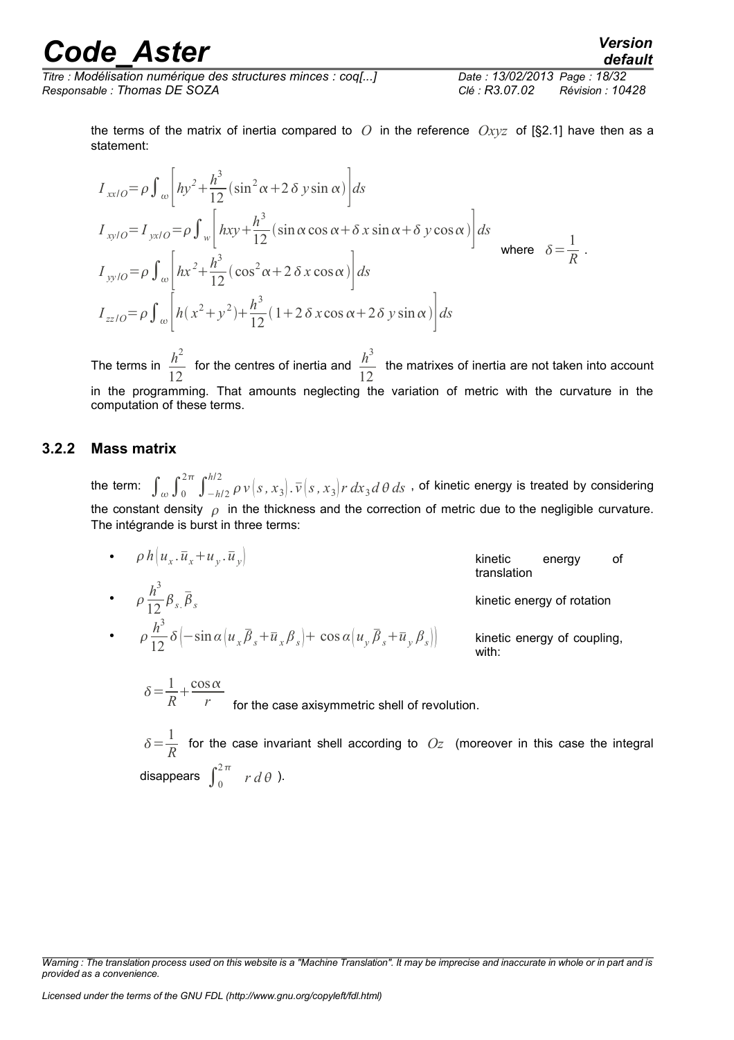the terms of the matrix of inertia compared to $O$ in the reference $Oxyz$ of [§2.1] have then as a statement:

$$
\begin{aligned}
I_{xx/O} &= \rho \int_{\omega} \left[ hy^2 + \frac{h^3}{12}(\sin^2\alpha + 2\,\delta\, y \sin\alpha) \right] ds \\
I_{xy/O} = I_{yx/O} &= \rho \int_{w} \left[ hxy + \frac{h^3}{12}(\sin\alpha\cos\alpha + \delta\, x\sin\alpha + \delta\, y\cos\alpha) \right] ds \\
I_{yy/O} &= \rho \int_{\omega} \left[ hx^2 + \frac{h^3}{12}(\cos^2\alpha + 2\,\delta\, x\cos\alpha) \right] ds \\
I_{zz/O} &= \rho \int_{\omega} \left[ h(x^2+y^2) + \frac{h^3}{12}(1 + 2\,\delta\, x\cos\alpha + 2\,\delta\, y\sin\alpha) \right] ds
\end{aligned}
\quad \text{where} \quad \delta = \frac{1}{R}.
$$

The terms in $\frac{h^2}{12}$ for the centres of inertia and $\frac{h^3}{12}$ the matrixes of inertia are not taken into account in the programming. That amounts neglecting the variation of metric with the curvature in the computation of these terms.

### 3.2.2 Mass matrix

the term: $\int_{\omega}\int_0^{2\pi}\int_{-h/2}^{h/2} \rho\, v(s,x_3).\bar{v}(s,x_3)\, r\, dx_3\, d\theta\, ds$, of kinetic energy is treated by considering the constant density $\rho$ in the thickness and the correction of metric due to the negligible curvature. The intégrande is burst in three terms:

- $\rho\, h\left(u_x.\bar{u}_x + u_y.\bar{u}_y\right)$ kinetic energy of translation
- $\rho\frac{h^3}{12}\beta_{s.}\bar{\beta}_s$ kinetic energy of rotation
- $\rho\frac{h^3}{12}\delta\left(-\sin\alpha\left(u_x\bar{\beta}_s + \bar{u}_x\beta_s\right) + \cos\alpha\left(u_y\bar{\beta}_s + \bar{u}_y\beta_s\right)\right)$ kinetic energy of coupling, with:

  $\delta = \frac{1}{R} + \frac{\cos\alpha}{r}$ for the case axisymmetric shell of revolution.

  $\delta = \frac{1}{R}$ for the case invariant shell according to $Oz$ (moreover in this case the integral disappears $\int_0^{2\pi} \; r\, d\theta$ ).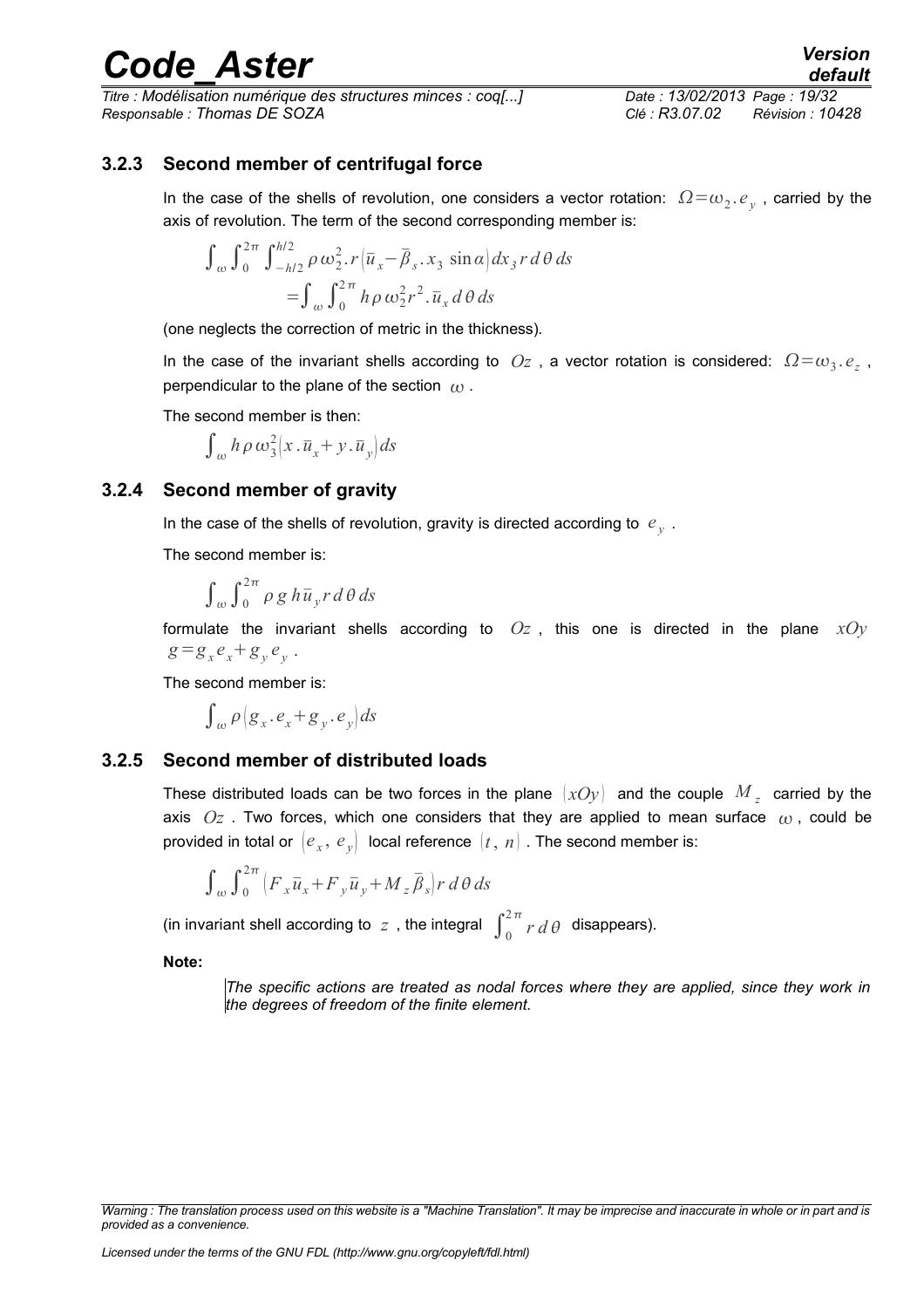### 3.2.3 Second member of centrifugal force

In the case of the shells of revolution, one considers a vector rotation: $\Omega = \omega_2 . e_y$ , carried by the axis of revolution. The term of the second corresponding member is:

$$\int_{\omega} \int_0^{2\pi} \int_{-h/2}^{h/2} \rho\, \omega_2^2 . r \left( \bar{u}_x - \bar{\beta}_s . x_3 \sin \alpha \right) dx_3\, r\, d\theta\, ds$$
$$= \int_{\omega} \int_0^{2\pi} h \rho\, \omega_2^2 r^2 . \bar{u}_x\, d\theta\, ds$$

(one neglects the correction of metric in the thickness).

In the case of the invariant shells according to $Oz$ , a vector rotation is considered: $\Omega = \omega_3 . e_z$ , perpendicular to the plane of the section $\omega$ .

The second member is then:

$$\int_{\omega} h \rho\, \omega_3^2 \left( x . \bar{u}_x + y . \bar{u}_y \right) ds$$

### 3.2.4 Second member of gravity

In the case of the shells of revolution, gravity is directed according to $e_y$ .

The second member is:

$$\int_{\omega} \int_0^{2\pi} \rho\, g\, h \bar{u}_y\, r\, d\theta\, ds$$

formulate the invariant shells according to $Oz$ , this one is directed in the plane $xOy$ $g = g_x e_x + g_y e_y$ .

The second member is:

$$\int_{\omega} \rho \left( g_x . e_x + g_y . e_y \right) ds$$

### 3.2.5 Second member of distributed loads

These distributed loads can be two forces in the plane $(xOy)$ and the couple $M_z$ carried by the axis $Oz$ . Two forces, which one considers that they are applied to mean surface $\omega$ , could be provided in total or $(e_x , e_y)$ local reference $(t , n)$ . The second member is:

$$\int_{\omega} \int_0^{2\pi} \left( F_x \bar{u}_x + F_y \bar{u}_y + M_z \bar{\beta}_s \right) r\, d\theta\, ds$$

(in invariant shell according to $z$ , the integral $\int_0^{2\pi} r\, d\theta$ disappears).

**Note:**

*The specific actions are treated as nodal forces where they are applied, since they work in the degrees of freedom of the finite element.*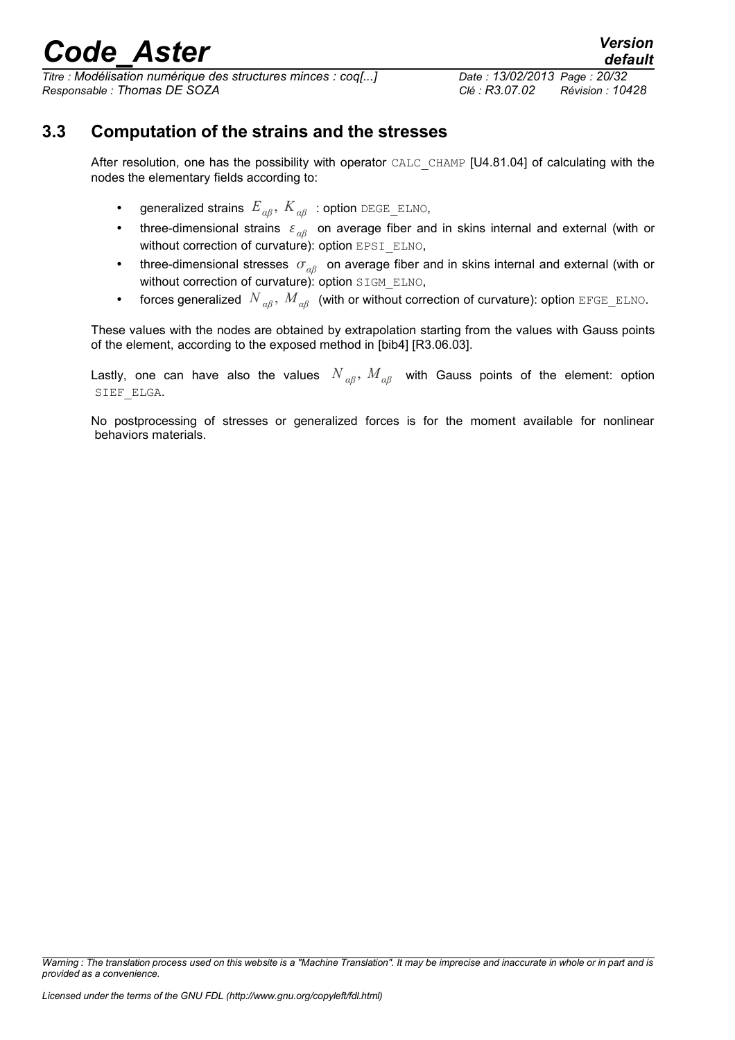## 3.3 Computation of the strains and the stresses

After resolution, one has the possibility with operator CALC_CHAMP [U4.81.04] of calculating with the nodes the elementary fields according to:

- generalized strains $E_{\alpha\beta}$, $K_{\alpha\beta}$ : option DEGE_ELNO,
- three-dimensional strains $\varepsilon_{\alpha\beta}$ on average fiber and in skins internal and external (with or without correction of curvature): option EPSI_ELNO,
- three-dimensional stresses $\sigma_{\alpha\beta}$ on average fiber and in skins internal and external (with or without correction of curvature): option SIGM_ELNO,
- forces generalized $N_{\alpha\beta}$, $M_{\alpha\beta}$ (with or without correction of curvature): option EFGE_ELNO.

These values with the nodes are obtained by extrapolation starting from the values with Gauss points of the element, according to the exposed method in [bib4] [R3.06.03].

Lastly, one can have also the values $N_{\alpha\beta}$, $M_{\alpha\beta}$ with Gauss points of the element: option SIEF_ELGA.

No postprocessing of stresses or generalized forces is for the moment available for nonlinear behaviors materials.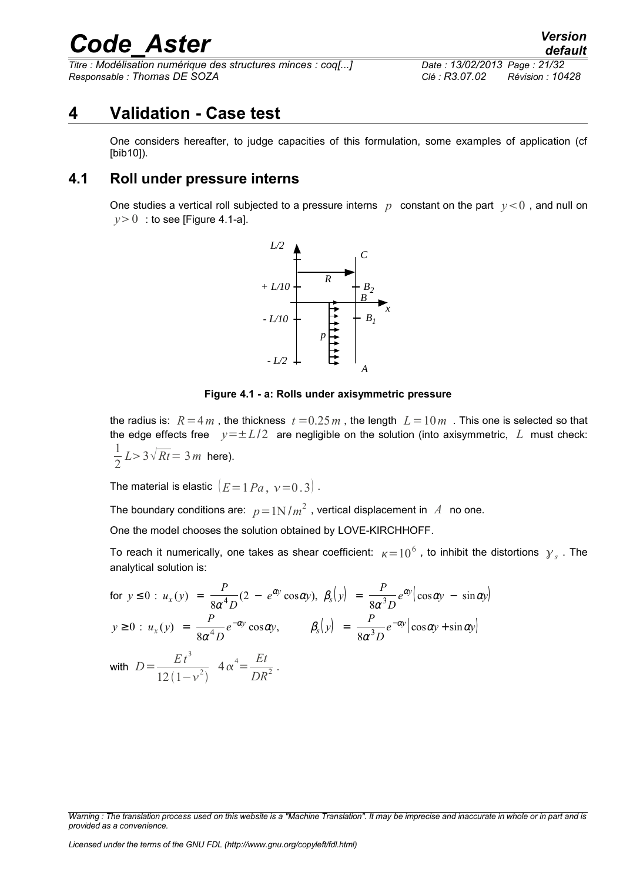# 4 Validation - Case test

One considers hereafter, to judge capacities of this formulation, some examples of application (cf [bib10]).

## 4.1 Roll under pressure interns

One studies a vertical roll subjected to a pressure interns $p$ constant on the part $y<0$ , and null on $y>0$ : to see [Figure 4.1-a].

**Figure 4.1 - a: Rolls under axisymmetric pressure**

the radius is: $R=4\,m$ , the thickness $t=0.25\,m$ , the length $L=10\,m$ . This one is selected so that the edge effects free $y=\pm L/2$ are negligible on the solution (into axisymmetric, $L$ must check: $\frac{1}{2}L>3\sqrt{Rt}=3\,m$ here).

The material is elastic $(E=1\,Pa,\ \nu=0.3)$ .

The boundary conditions are: $p=1\mathrm{N}/m^2$ , vertical displacement in $A$ no one.

One the model chooses the solution obtained by LOVE-KIRCHHOFF.

To reach it numerically, one takes as shear coefficient: $\kappa=10^6$ , to inhibit the distortions $\gamma_s$ . The analytical solution is:

$$
\text{for } y\leq 0:\ u_x(y)=\frac{P}{8\alpha^4 D}(2-e^{\alpha y}\cos\alpha y),\ \ \beta_s(y)=\frac{P}{8\alpha^3 D}e^{\alpha y}(\cos\alpha y-\sin\alpha y)
$$

$$
y\geq 0:\ u_x(y)=\frac{P}{8\alpha^4 D}e^{-\alpha y}\cos\alpha y,\qquad \beta_s(y)=\frac{P}{8\alpha^3 D}e^{-\alpha y}(\cos\alpha y+\sin\alpha y)
$$

with $D=\frac{E t^3}{12(1-\nu^2)}$ $4\alpha^4=\frac{Et}{DR^2}$ .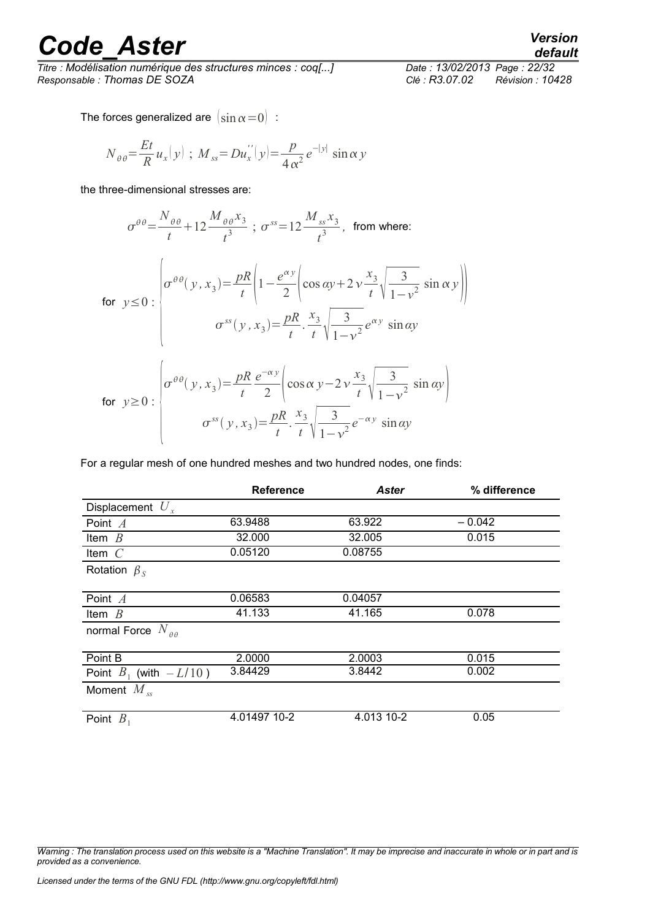The forces generalized are $(\sin\alpha = 0)$ :

$$N_{\theta\theta} = \frac{Et}{R} u_x(y) \; ; \; M_{ss} = D u_x^{''}(y) = \frac{p}{4\alpha^2} e^{-|y|} \sin\alpha y$$

the three-dimensional stresses are:

$$\sigma^{\theta\theta} = \frac{N_{\theta\theta}}{t} + 12 \frac{M_{\theta\theta} x_3}{t^3} \; ; \; \sigma^{ss} = 12 \frac{M_{ss} x_3}{t^3}, \text{ from where:}$$

$$\text{for } y \leq 0 : \begin{cases} \sigma^{\theta\theta}(y, x_3) = \dfrac{pR}{t}\left(1 - \dfrac{e^{\alpha y}}{2}\left(\cos\alpha y + 2\nu \dfrac{x_3}{t}\sqrt{\dfrac{3}{1-\nu^2}} \sin\alpha y\right)\right) \\ \sigma^{ss}(y, x_3) = \dfrac{pR}{t} . \dfrac{x_3}{t}\sqrt{\dfrac{3}{1-\nu^2}} e^{\alpha y} \sin\alpha y \end{cases}$$

$$\text{for } y \geq 0 : \begin{cases} \sigma^{\theta\theta}(y, x_3) = \dfrac{pR}{t} \dfrac{e^{-\alpha y}}{2}\left(\cos\alpha y - 2\nu \dfrac{x_3}{t}\sqrt{\dfrac{3}{1-\nu^2}} \sin\alpha y\right) \\ \sigma^{ss}(y, x_3) = \dfrac{pR}{t} . \dfrac{x_3}{t}\sqrt{\dfrac{3}{1-\nu^2}} e^{-\alpha y} \sin\alpha y \end{cases}$$

For a regular mesh of one hundred meshes and two hundred nodes, one finds:

| | **Reference** | ***Aster*** | **% difference** |
|---|---|---|---|
| Displacement $U_x$ | | | |
| Point $A$ | 63.9488 | 63.922 | – 0.042 |
| Item $B$ | 32.000 | 32.005 | 0.015 |
| Item $C$ | 0.05120 | 0.08755 | |
| Rotation $\beta_S$ | | | |
| Point $A$ | 0.06583 | 0.04057 | |
| Item $B$ | 41.133 | 41.165 | 0.078 |
| normal Force $N_{\theta\theta}$ | | | |
| Point B | 2.0000 | 2.0003 | 0.015 |
| Point $B_1$ (with $-L/10$ ) | 3.84429 | 3.8442 | 0.002 |
| Moment $M_{ss}$ | | | |
| Point $B_1$ | 4.01497 10-2 | 4.013 10-2 | 0.05 |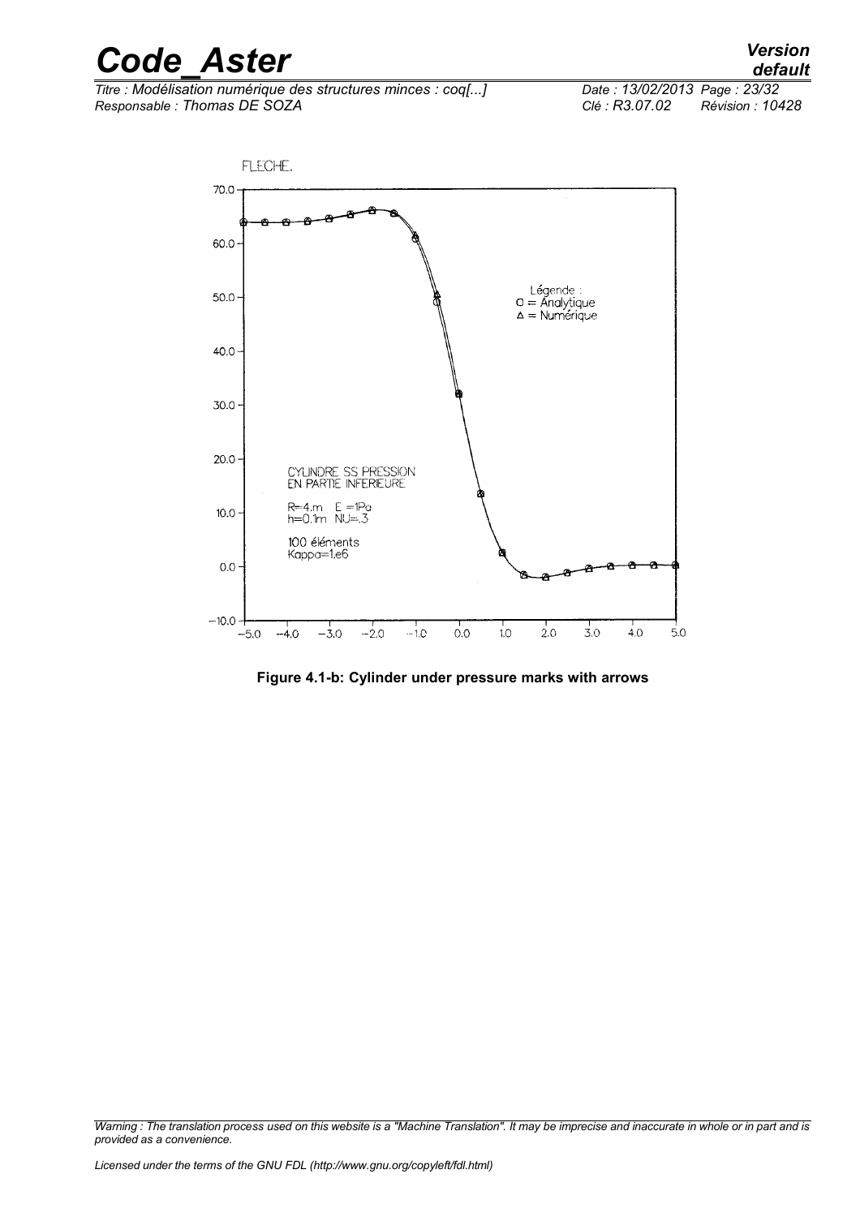FLECHE.

Légende :
O = Analytique
Δ = Numérique

CYLINDRE SS PRESSION
EN PARTIE INFERIEURE

R=4.m E =1Pa
h=0.1m NU=.3

100 éléments
Kappa=1.e6

**Figure 4.1-b: Cylinder under pressure marks with arrows**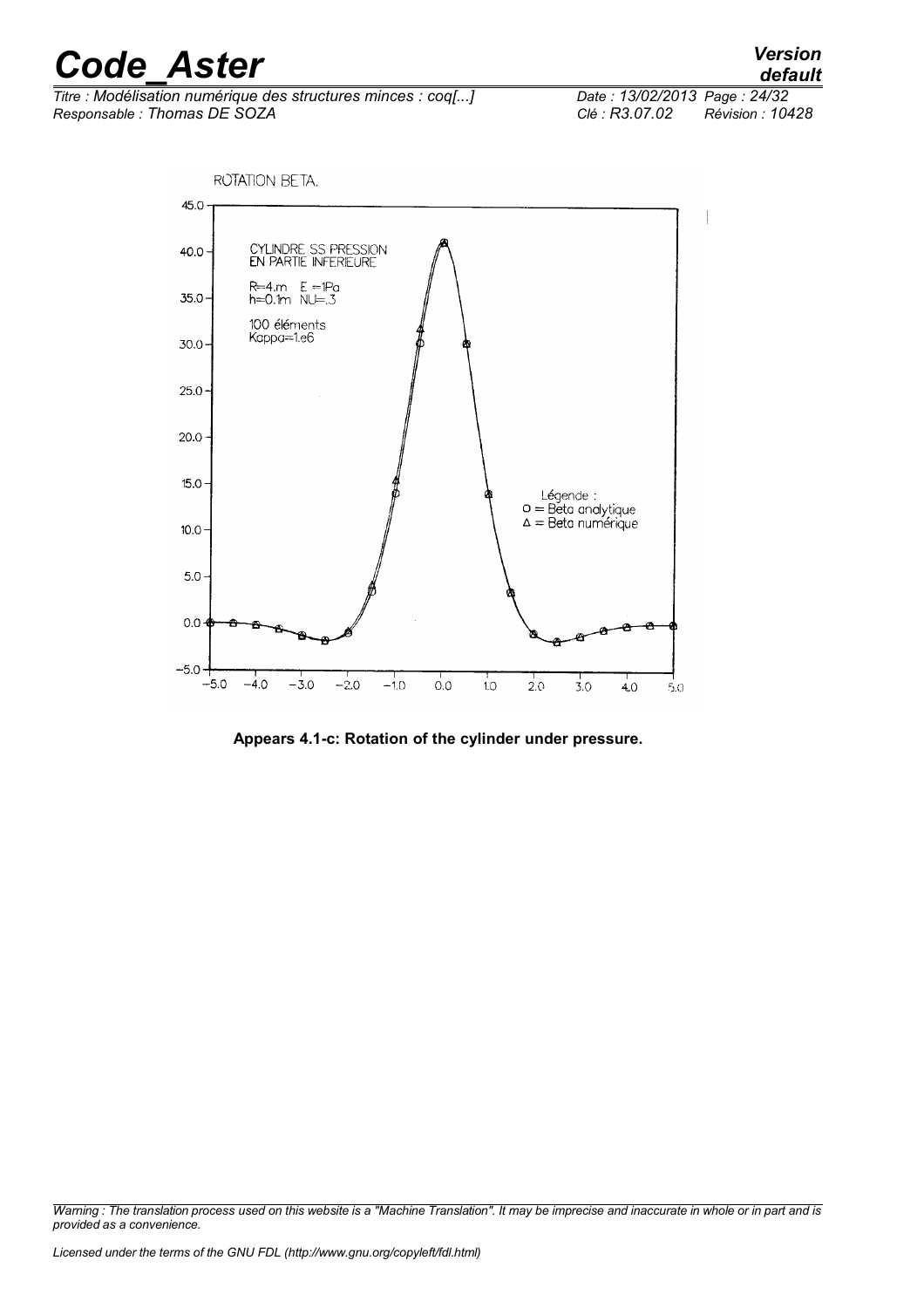ROTATION BETA.

CYLINDRE SS PRESSION
EN PARTIE INFERIEURE

R=4.m E =1Pa
h=0.1m NU=.3

100 éléments
Kappa=1.e6

Légende :
O = Beta analytique
Δ = Beta numérique

**Appears 4.1-c: Rotation of the cylinder under pressure.**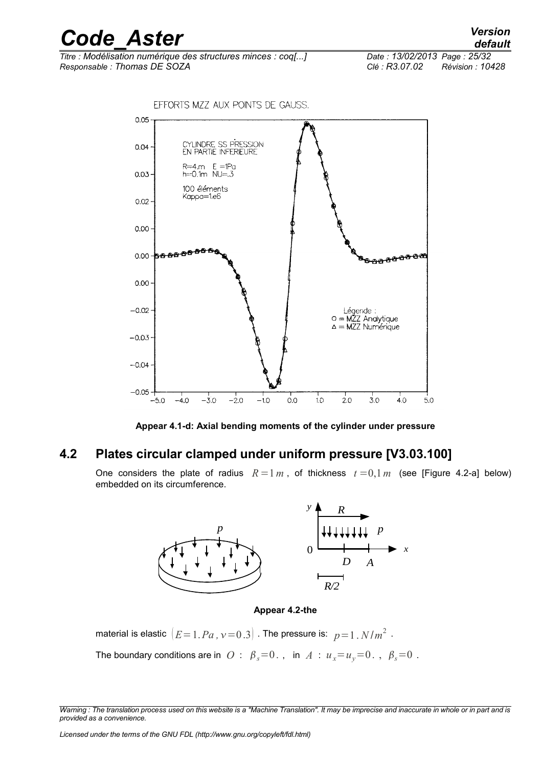Appear 4.1-d: Axial bending moments of the cylinder under pressure

## 4.2 Plates circular clamped under uniform pressure [V3.03.100]

One considers the plate of radius $R=1\,m$, of thickness $t=0,1\,m$ (see [Figure 4.2-a] below) embedded on its circumference.

Appear 4.2-the

material is elastic $(E=1.Pa, \nu=0.3)$. The pressure is: $p=1.N/m^2$.

The boundary conditions are in $O$ : $\beta_s=0.$, in $A$ : $u_x=u_y=0.$, $\beta_s=0$.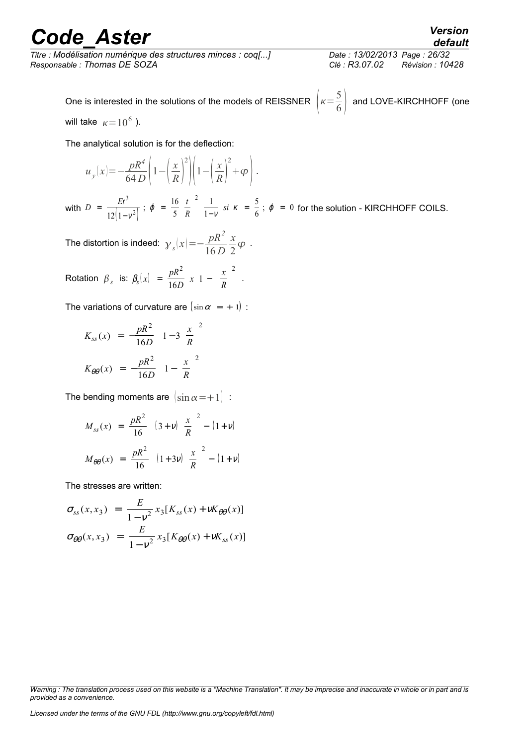One is interested in the solutions of the models of REISSNER $\left(\kappa=\frac{5}{6}\right)$ and LOVE-KIRCHHOFF (one will take $\kappa=10^6$ ).

The analytical solution is for the deflection:

$$u_y(x)=-\frac{pR^4}{64\,D}\left(1-\left(\frac{x}{R}\right)^2\right)\left(1-\left(\frac{x}{R}\right)^2+\varphi\right).$$

with $D=\frac{Et^3}{12\left(1-\nu^2\right)}$ ; $\phi=\frac{16}{5}\left(\frac{t}{R}\right)^2\frac{1}{1-\nu}$ *si* $\kappa=\frac{5}{6}$ ; $\phi=0$ for the solution - KIRCHHOFF COILS.

The distortion is indeed: $\gamma_s(x)=-\frac{pR^2}{16\,D}\frac{x}{2}\varphi$ .

Rotation $\beta_s$ is: $\beta_s(x)=\frac{pR^2}{16D}\,x\left(1-\left(\frac{x}{R}\right)^2\right)$ .

The variations of curvature are $(\sin\alpha=+1)$ :

$$K_{ss}(x)=-\frac{pR^2}{16D}\left(1-3\left(\frac{x}{R}\right)^2\right)$$

$$K_{\theta\theta}(x)=-\frac{pR^2}{16D}\left(1-\left(\frac{x}{R}\right)^2\right)$$

The bending moments are $(\sin\alpha=+1)$ :

$$M_{ss}(x)=\frac{pR^2}{16}\left((3+\nu)\left(\frac{x}{R}\right)^2-(1+\nu)\right)$$

$$M_{\theta\theta}(x)=\frac{pR^2}{16}\left((1+3\nu)\left(\frac{x}{R}\right)^2-(1+\nu)\right)$$

The stresses are written:

$$\sigma_{ss}(x,x_3)=\frac{E}{1-\nu^2}x_3[K_{ss}(x)+\nu K_{\theta\theta}(x)]$$

$$\sigma_{\theta\theta}(x,x_3)=\frac{E}{1-\nu^2}x_3[K_{\theta\theta}(x)+\nu K_{ss}(x)]$$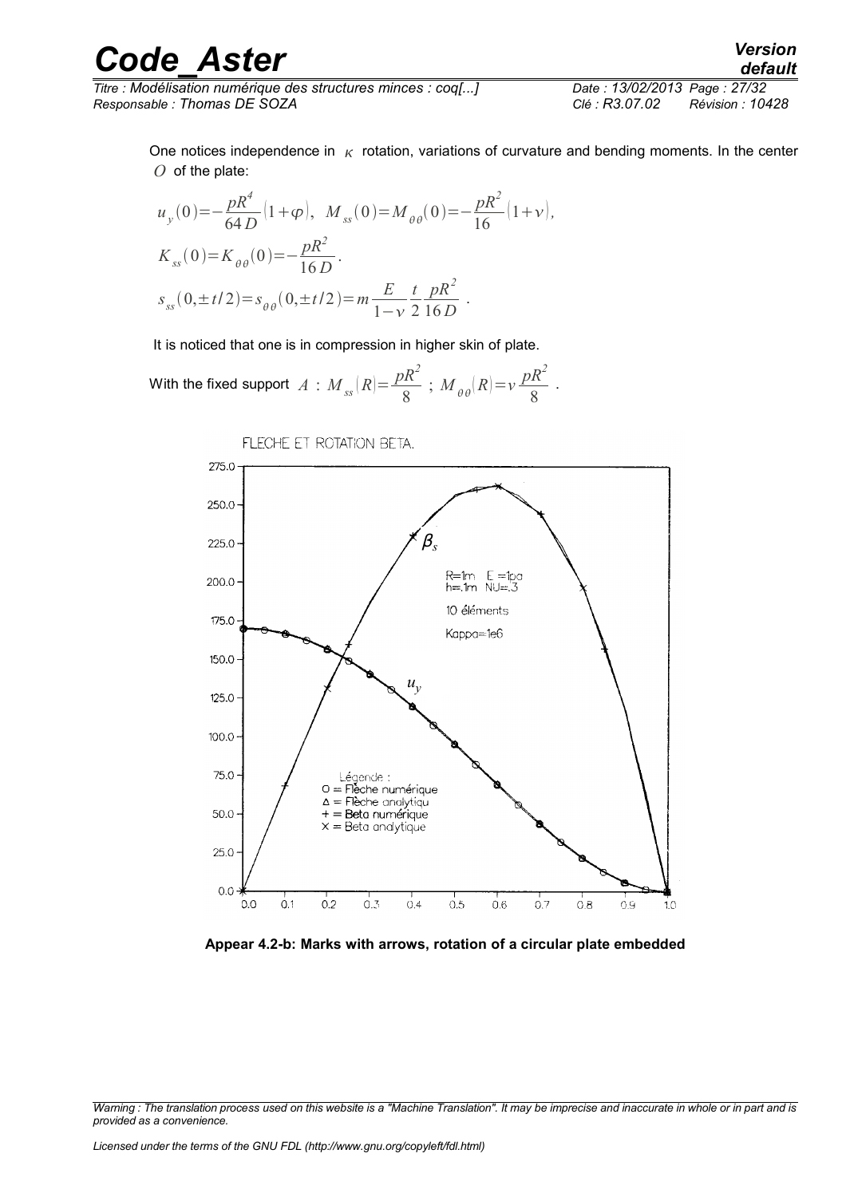One notices independence in $\kappa$ rotation, variations of curvature and bending moments. In the center $O$ of the plate:

$$u_y(0)=-\frac{pR^4}{64D}(1+\varphi),\ \ M_{ss}(0)=M_{\theta\theta}(0)=-\frac{pR^2}{16}(1+\nu),$$

$$K_{ss}(0)=K_{\theta\theta}(0)=-\frac{pR^2}{16D}.$$

$$s_{ss}(0,\pm t/2)=s_{\theta\theta}(0,\pm t/2)=m\frac{E}{1-\nu}\frac{t}{2}\frac{pR^2}{16D}.$$

It is noticed that one is in compression in higher skin of plate.

With the fixed support $A$ : $M_{ss}(R)=\frac{pR^2}{8}$ ; $M_{\theta\theta}(R)=\nu\frac{pR^2}{8}$ .

**Appear 4.2-b: Marks with arrows, rotation of a circular plate embedded**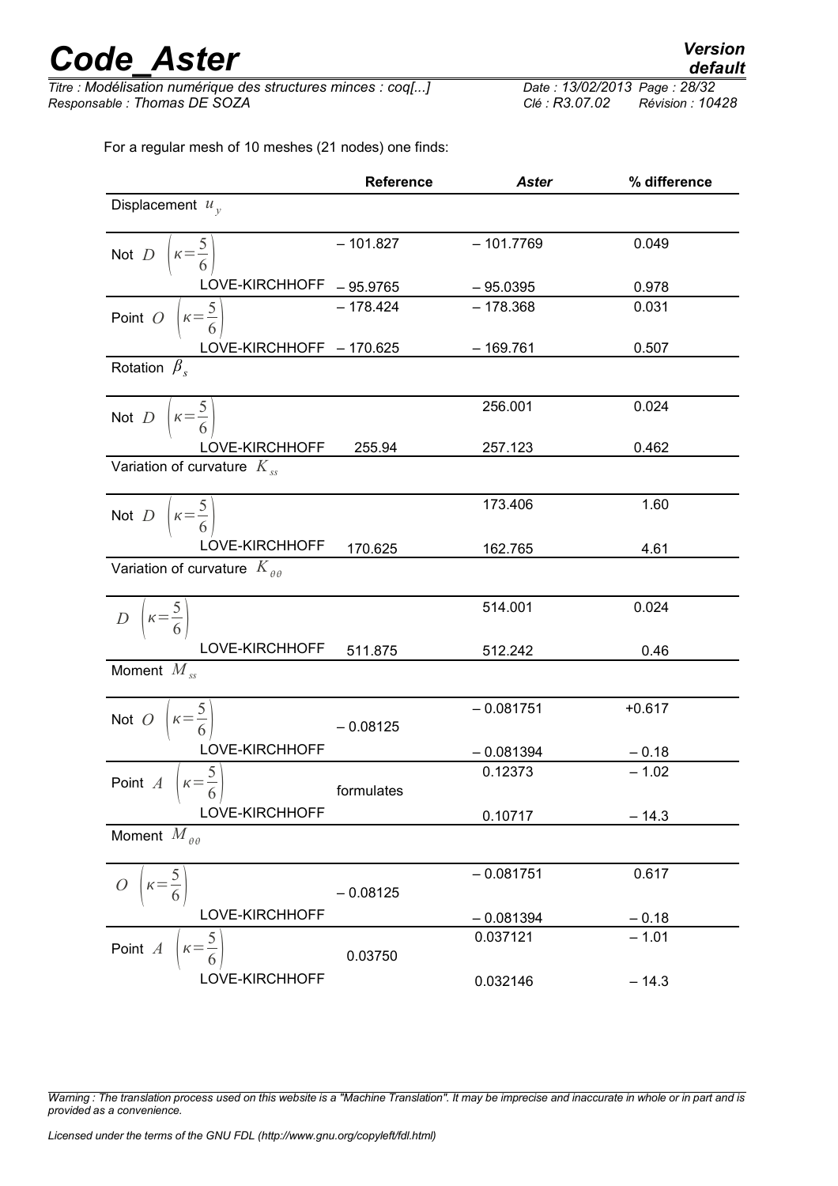For a regular mesh of 10 meshes (21 nodes) one finds:

| | Reference | *Aster* | % difference |
|---|---|---|---|
| Displacement $u_y$ | | | |
| Not $D$ $\left(\kappa=\frac{5}{6}\right)$ | – 101.827 | – 101.7769 | 0.049 |
| LOVE-KIRCHHOFF | – 95.9765 | – 95.0395 | 0.978 |
| Point $O$ $\left(\kappa=\frac{5}{6}\right)$ | – 178.424 | – 178.368 | 0.031 |
| LOVE-KIRCHHOFF | – 170.625 | – 169.761 | 0.507 |
| Rotation $\beta_s$ | | | |
| Not $D$ $\left(\kappa=\frac{5}{6}\right)$ | | 256.001 | 0.024 |
| LOVE-KIRCHHOFF | 255.94 | 257.123 | 0.462 |
| Variation of curvature $K_{ss}$ | | | |
| Not $D$ $\left(\kappa=\frac{5}{6}\right)$ | | 173.406 | 1.60 |
| LOVE-KIRCHHOFF | 170.625 | 162.765 | 4.61 |
| Variation of curvature $K_{\theta\theta}$ | | | |
| $D$ $\left(\kappa=\frac{5}{6}\right)$ | | 514.001 | 0.024 |
| LOVE-KIRCHHOFF | 511.875 | 512.242 | 0.46 |
| Moment $M_{ss}$ | | | |
| Not $O$ $\left(\kappa=\frac{5}{6}\right)$ | – 0.08125 | – 0.081751 | +0.617 |
| LOVE-KIRCHHOFF | | – 0.081394 | – 0.18 |
| Point $A$ $\left(\kappa=\frac{5}{6}\right)$ | formulates | 0.12373 | – 1.02 |
| LOVE-KIRCHHOFF | | 0.10717 | – 14.3 |
| Moment $M_{\theta\theta}$ | | | |
| $O$ $\left(\kappa=\frac{5}{6}\right)$ | – 0.08125 | – 0.081751 | 0.617 |
| LOVE-KIRCHHOFF | | – 0.081394 | – 0.18 |
| Point $A$ $\left(\kappa=\frac{5}{6}\right)$ | 0.03750 | 0.037121 | – 1.01 |
| LOVE-KIRCHHOFF | | 0.032146 | – 14.3 |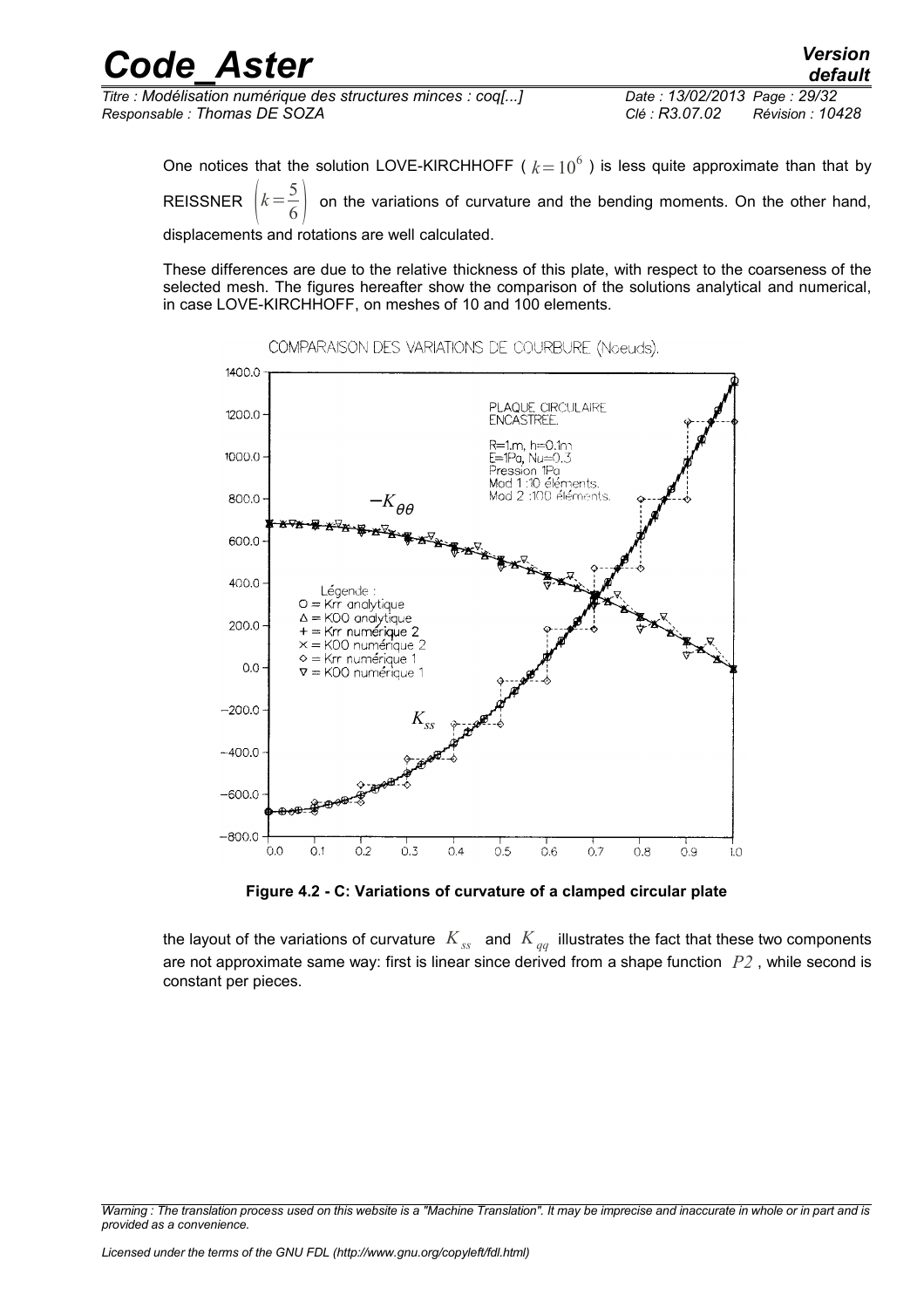One notices that the solution LOVE-KIRCHHOFF ( $k=10^6$ ) is less quite approximate than that by REISSNER $\left(k=\frac{5}{6}\right)$ on the variations of curvature and the bending moments. On the other hand, displacements and rotations are well calculated.

These differences are due to the relative thickness of this plate, with respect to the coarseness of the selected mesh. The figures hereafter show the comparison of the solutions analytical and numerical, in case LOVE-KIRCHHOFF, on meshes of 10 and 100 elements.

**Figure 4.2 - C: Variations of curvature of a clamped circular plate**

the layout of the variations of curvature $K_{ss}$ and $K_{qq}$ illustrates the fact that these two components are not approximate same way: first is linear since derived from a shape function $P2$, while second is constant per pieces.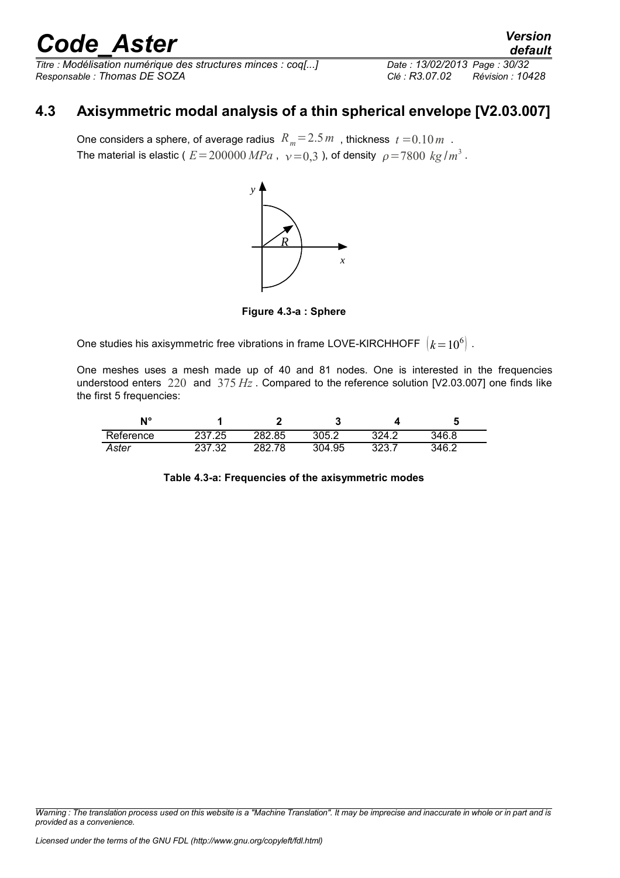## 4.3 Axisymmetric modal analysis of a thin spherical envelope [V2.03.007]

One considers a sphere, of average radius $R_m = 2.5\,m$ , thickness $t = 0.10\,m$ .
The material is elastic ( $E = 200000\,MPa$ , $\nu = 0{,}3$ ), of density $\rho = 7800\ kg/m^3$ .

**Figure 4.3-a : Sphere**

One studies his axisymmetric free vibrations in frame LOVE-KIRCHHOFF $(k = 10^6)$ .

One meshes uses a mesh made up of 40 and 81 nodes. One is interested in the frequencies understood enters $220$ and $375\,Hz$ . Compared to the reference solution [V2.03.007] one finds like the first 5 frequencies:

| N° | 1 | 2 | 3 | 4 | 5 |
|---|---|---|---|---|---|
| Reference | 237.25 | 282.85 | 305.2 | 324.2 | 346.8 |
| *Aster* | 237.32 | 282.78 | 304.95 | 323.7 | 346.2 |

**Table 4.3-a: Frequencies of the axisymmetric modes**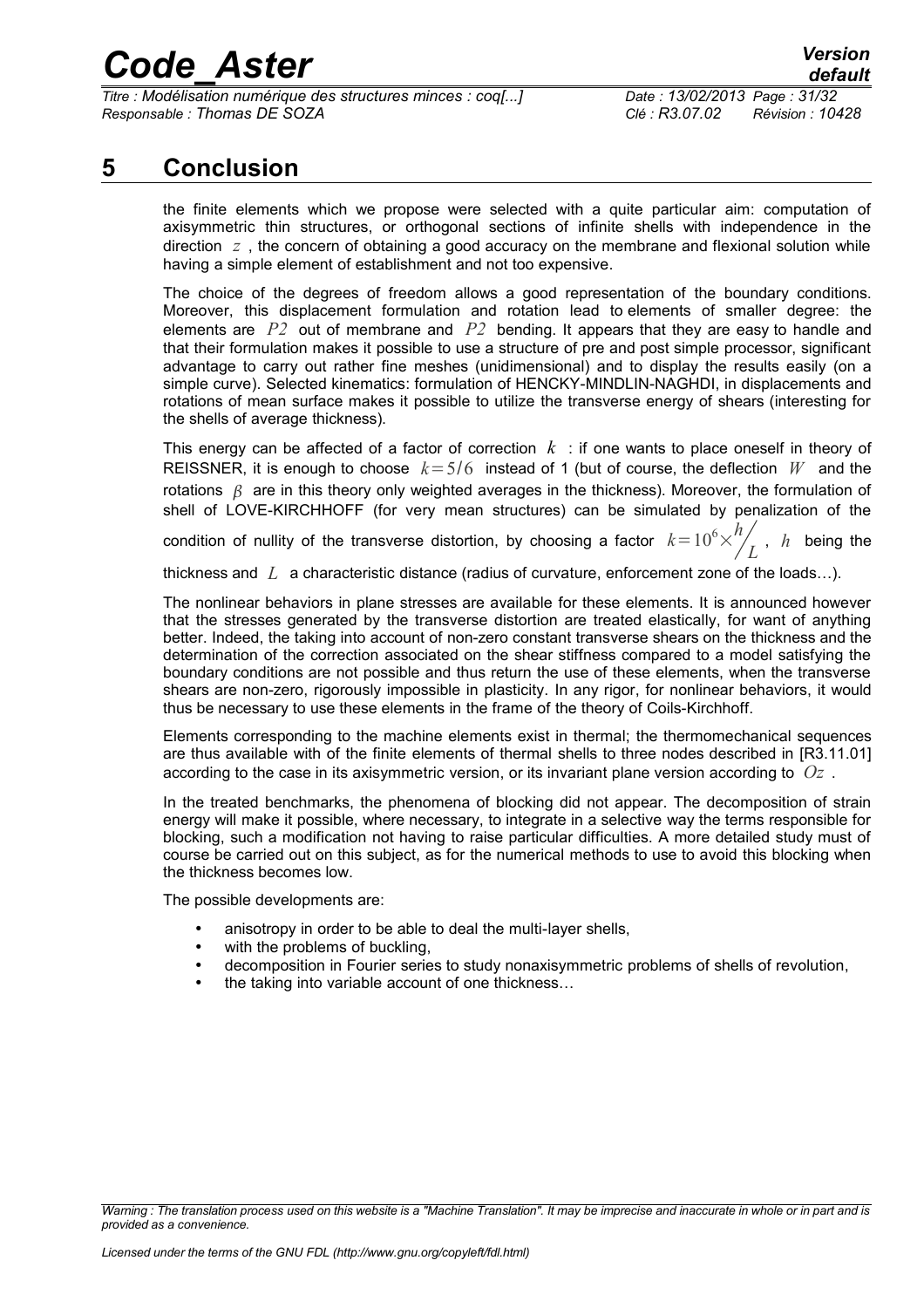# 5 Conclusion

the finite elements which we propose were selected with a quite particular aim: computation of axisymmetric thin structures, or orthogonal sections of infinite shells with independence in the direction $z$, the concern of obtaining a good accuracy on the membrane and flexional solution while having a simple element of establishment and not too expensive.

The choice of the degrees of freedom allows a good representation of the boundary conditions. Moreover, this displacement formulation and rotation lead to elements of smaller degree: the elements are $P2$ out of membrane and $P2$ bending. It appears that they are easy to handle and that their formulation makes it possible to use a structure of pre and post simple processor, significant advantage to carry out rather fine meshes (unidimensional) and to display the results easily (on a simple curve). Selected kinematics: formulation of HENCKY-MINDLIN-NAGHDI, in displacements and rotations of mean surface makes it possible to utilize the transverse energy of shears (interesting for the shells of average thickness).

This energy can be affected of a factor of correction $k$ : if one wants to place oneself in theory of REISSNER, it is enough to choose $k=5/6$ instead of 1 (but of course, the deflection $W$ and the rotations $\beta$ are in this theory only weighted averages in the thickness). Moreover, the formulation of shell of LOVE-KIRCHHOFF (for very mean structures) can be simulated by penalization of the condition of nullity of the transverse distortion, by choosing a factor $k=10^6\times h/L$, $h$ being the thickness and $L$ a characteristic distance (radius of curvature, enforcement zone of the loads…).

The nonlinear behaviors in plane stresses are available for these elements. It is announced however that the stresses generated by the transverse distortion are treated elastically, for want of anything better. Indeed, the taking into account of non-zero constant transverse shears on the thickness and the determination of the correction associated on the shear stiffness compared to a model satisfying the boundary conditions are not possible and thus return the use of these elements, when the transverse shears are non-zero, rigorously impossible in plasticity. In any rigor, for nonlinear behaviors, it would thus be necessary to use these elements in the frame of the theory of Coils-Kirchhoff.

Elements corresponding to the machine elements exist in thermal; the thermomechanical sequences are thus available with of the finite elements of thermal shells to three nodes described in [R3.11.01] according to the case in its axisymmetric version, or its invariant plane version according to $Oz$.

In the treated benchmarks, the phenomena of blocking did not appear. The decomposition of strain energy will make it possible, where necessary, to integrate in a selective way the terms responsible for blocking, such a modification not having to raise particular difficulties. A more detailed study must of course be carried out on this subject, as for the numerical methods to use to avoid this blocking when the thickness becomes low.

The possible developments are:

- anisotropy in order to be able to deal the multi-layer shells,
- with the problems of buckling,
- decomposition in Fourier series to study nonaxisymmetric problems of shells of revolution,
- the taking into variable account of one thickness…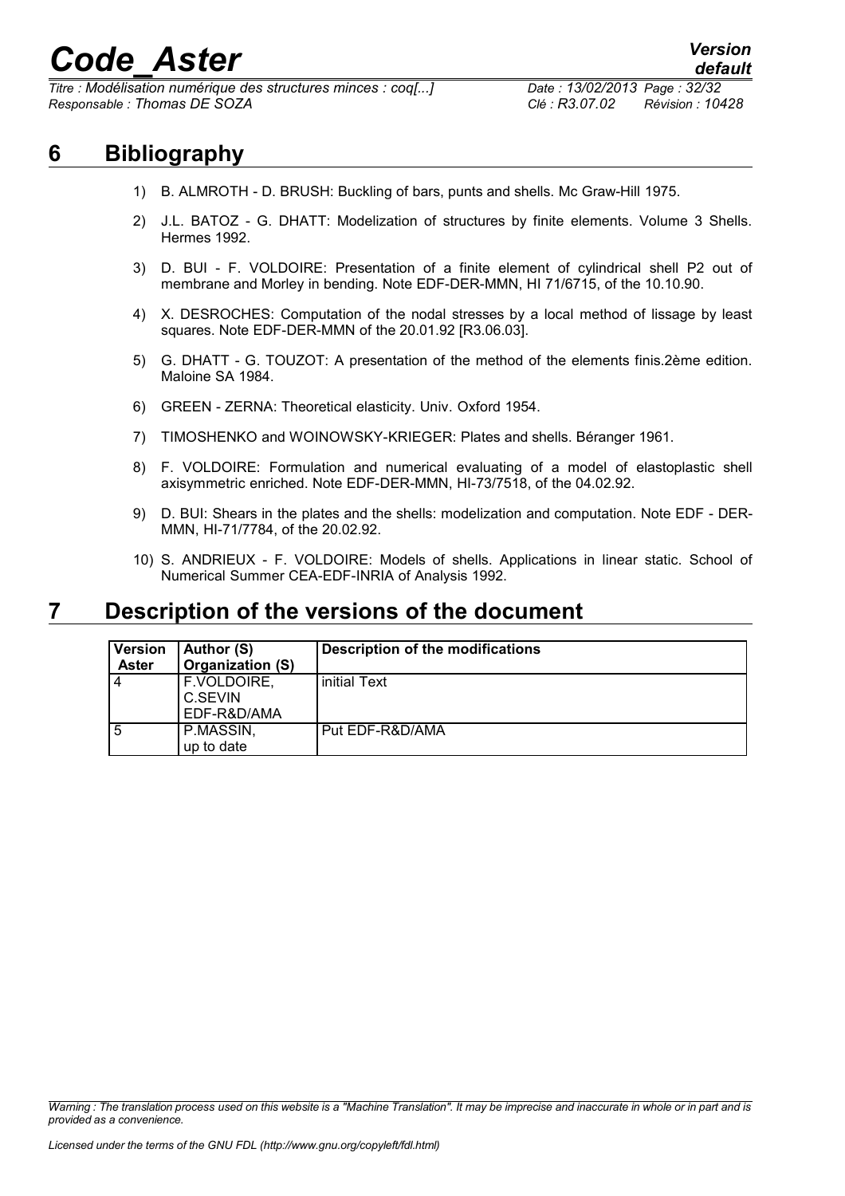# 6 Bibliography

1) B. ALMROTH - D. BRUSH: Buckling of bars, punts and shells. Mc Graw-Hill 1975.

2) J.L. BATOZ - G. DHATT: Modelization of structures by finite elements. Volume 3 Shells. Hermes 1992.

3) D. BUI - F. VOLDOIRE: Presentation of a finite element of cylindrical shell P2 out of membrane and Morley in bending. Note EDF-DER-MMN, HI 71/6715, of the 10.10.90.

4) X. DESROCHES: Computation of the nodal stresses by a local method of lissage by least squares. Note EDF-DER-MMN of the 20.01.92 [R3.06.03].

5) G. DHATT - G. TOUZOT: A presentation of the method of the elements finis.2ème edition. Maloine SA 1984.

6) GREEN - ZERNA: Theoretical elasticity. Univ. Oxford 1954.

7) TIMOSHENKO and WOINOWSKY-KRIEGER: Plates and shells. Béranger 1961.

8) F. VOLDOIRE: Formulation and numerical evaluating of a model of elastoplastic shell axisymmetric enriched. Note EDF-DER-MMN, HI-73/7518, of the 04.02.92.

9) D. BUI: Shears in the plates and the shells: modelization and computation. Note EDF - DER-MMN, HI-71/7784, of the 20.02.92.

10) S. ANDRIEUX - F. VOLDOIRE: Models of shells. Applications in linear static. School of Numerical Summer CEA-EDF-INRIA of Analysis 1992.

# 7 Description of the versions of the document

| Version Aster | Author (S) Organization (S) | Description of the modifications |
|---|---|---|
| 4 | F.VOLDOIRE, C.SEVIN EDF-R&D/AMA | initial Text |
| 5 | P.MASSIN, up to date | Put EDF-R&D/AMA |